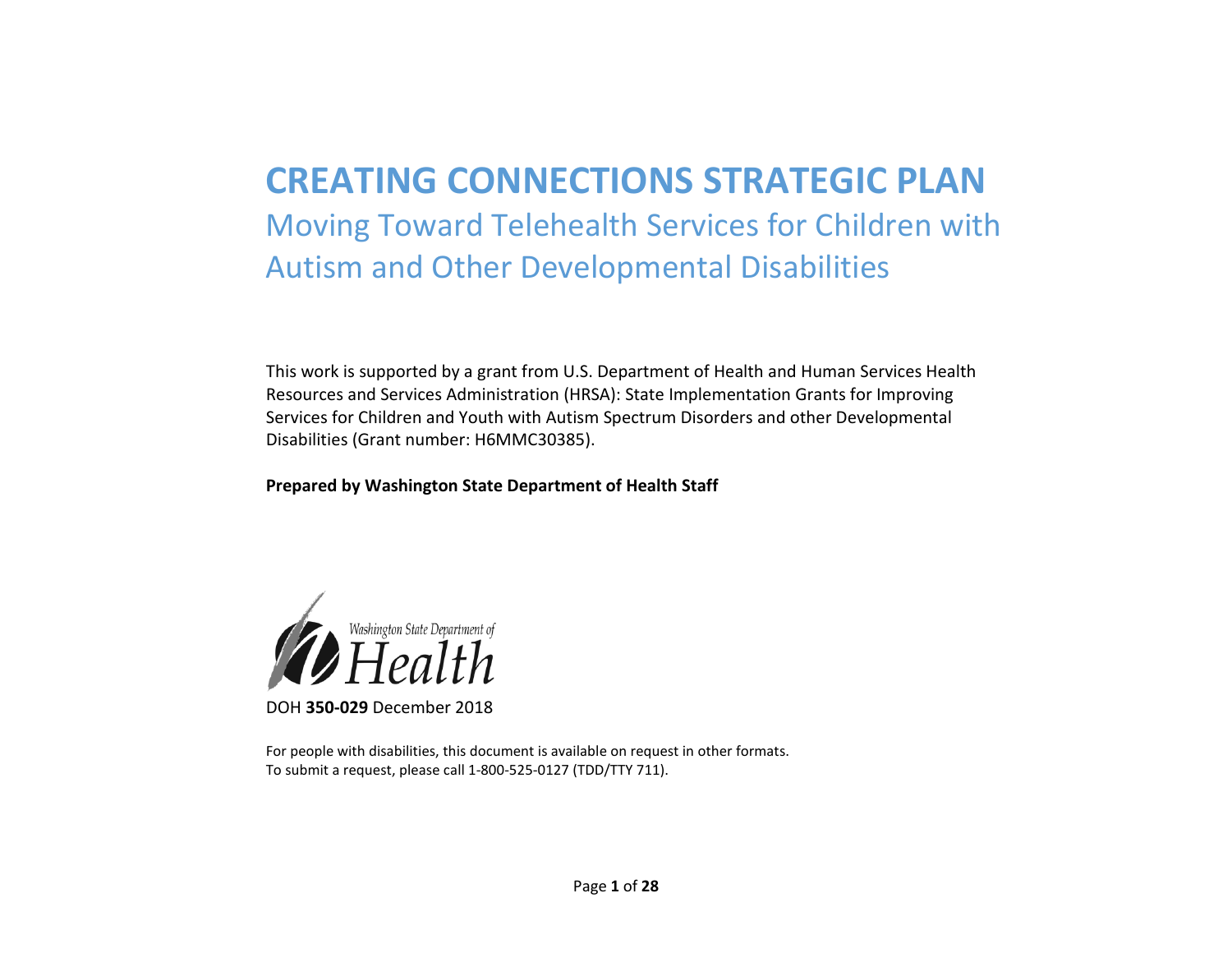# CREATING CONNECTIONS STRATEGIC PLAN

## Moving Toward Telehealth Services for Children with Autism and Other Developmental Disabilities

This work is supported by a grant from U.S. Department of Health and Human Services Health Resources and Services Administration (HRSA): State Implementation Grants for Improving Services for Children and Youth with Autism Spectrum Disorders and other Developmental Disabilities (Grant number: H6MMC30385).

**Prepared by Washington State Department of Health Staff**

Washington State Department of Health

DOH **350-029** December 2018

For people with disabilities, this document is available on request in other formats.
To submit a request, please call 1-800-525-0127 (TDD/TTY 711).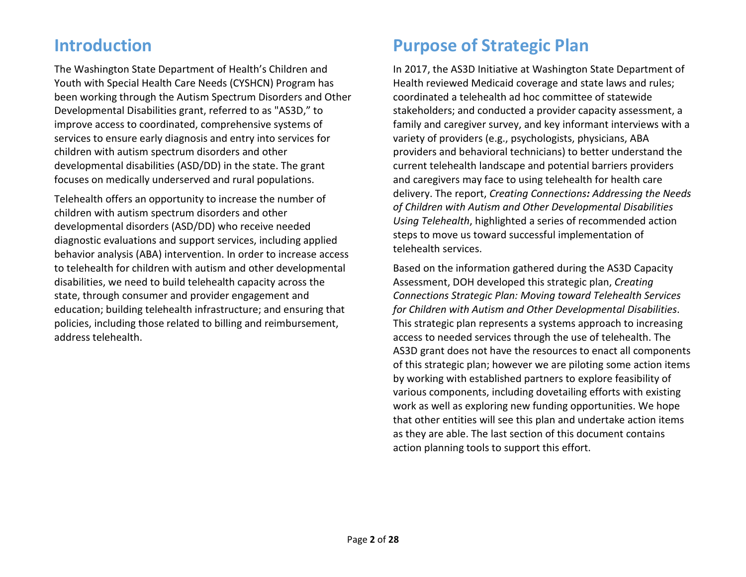# Introduction

The Washington State Department of Health's Children and Youth with Special Health Care Needs (CYSHCN) Program has been working through the Autism Spectrum Disorders and Other Developmental Disabilities grant, referred to as "AS3D," to improve access to coordinated, comprehensive systems of services to ensure early diagnosis and entry into services for children with autism spectrum disorders and other developmental disabilities (ASD/DD) in the state. The grant focuses on medically underserved and rural populations.

Telehealth offers an opportunity to increase the number of children with autism spectrum disorders and other developmental disorders (ASD/DD) who receive needed diagnostic evaluations and support services, including applied behavior analysis (ABA) intervention. In order to increase access to telehealth for children with autism and other developmental disabilities, we need to build telehealth capacity across the state, through consumer and provider engagement and education; building telehealth infrastructure; and ensuring that policies, including those related to billing and reimbursement, address telehealth.

# Purpose of Strategic Plan

In 2017, the AS3D Initiative at Washington State Department of Health reviewed Medicaid coverage and state laws and rules; coordinated a telehealth ad hoc committee of statewide stakeholders; and conducted a provider capacity assessment, a family and caregiver survey, and key informant interviews with a variety of providers (e.g., psychologists, physicians, ABA providers and behavioral technicians) to better understand the current telehealth landscape and potential barriers providers and caregivers may face to using telehealth for health care delivery. The report, *Creating Connections: Addressing the Needs of Children with Autism and Other Developmental Disabilities Using Telehealth*, highlighted a series of recommended action steps to move us toward successful implementation of telehealth services.

Based on the information gathered during the AS3D Capacity Assessment, DOH developed this strategic plan, *Creating Connections Strategic Plan: Moving toward Telehealth Services for Children with Autism and Other Developmental Disabilities*. This strategic plan represents a systems approach to increasing access to needed services through the use of telehealth. The AS3D grant does not have the resources to enact all components of this strategic plan; however we are piloting some action items by working with established partners to explore feasibility of various components, including dovetailing efforts with existing work as well as exploring new funding opportunities. We hope that other entities will see this plan and undertake action items as they are able. The last section of this document contains action planning tools to support this effort.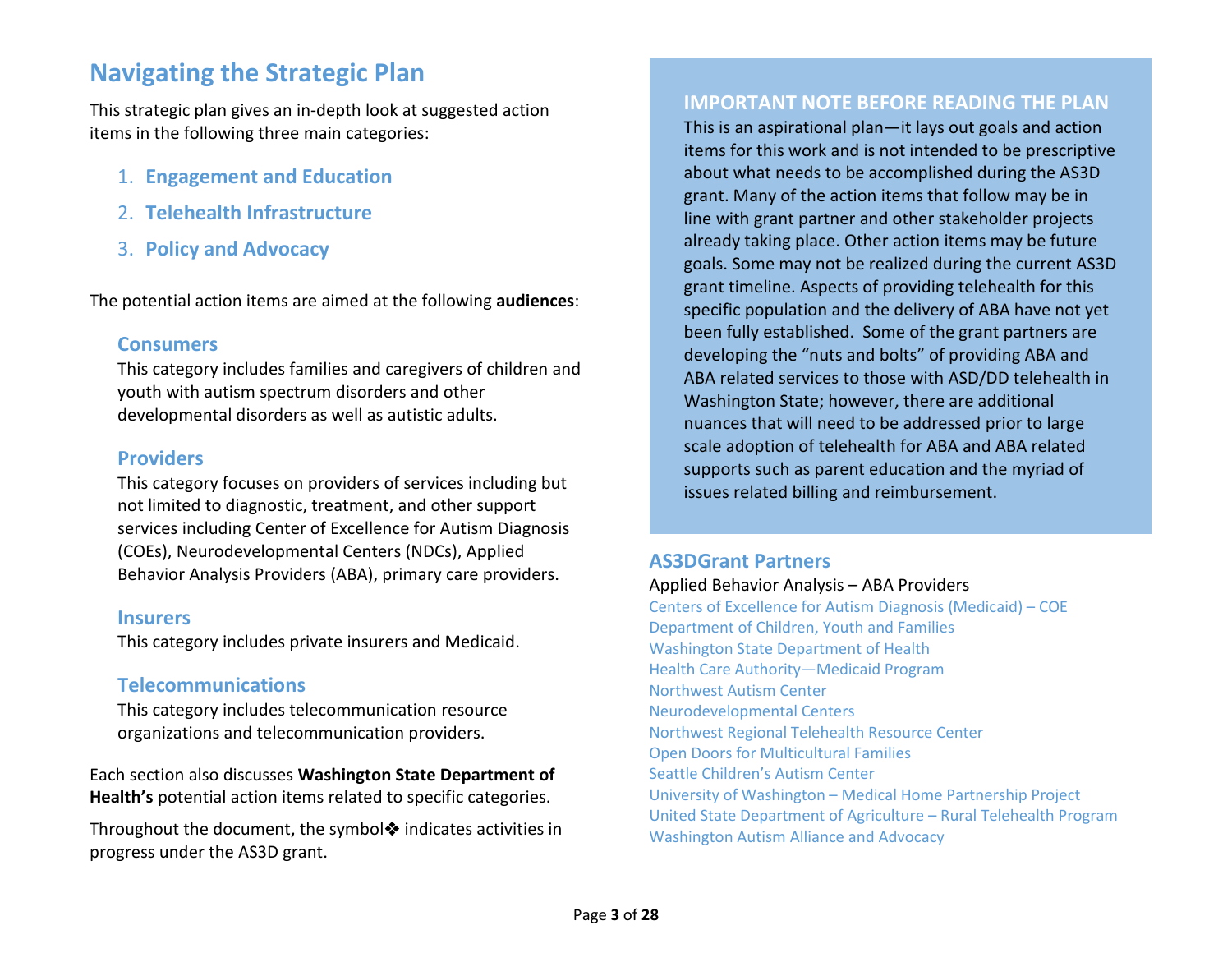# Navigating the Strategic Plan

This strategic plan gives an in-depth look at suggested action items in the following three main categories:

1. **Engagement and Education**
2. **Telehealth Infrastructure**
3. **Policy and Advocacy**

The potential action items are aimed at the following **audiences**:

### Consumers

This category includes families and caregivers of children and youth with autism spectrum disorders and other developmental disorders as well as autistic adults.

### Providers

This category focuses on providers of services including but not limited to diagnostic, treatment, and other support services including Center of Excellence for Autism Diagnosis (COEs), Neurodevelopmental Centers (NDCs), Applied Behavior Analysis Providers (ABA), primary care providers.

### Insurers

This category includes private insurers and Medicaid.

### Telecommunications

This category includes telecommunication resource organizations and telecommunication providers.

Each section also discusses **Washington State Department of Health's** potential action items related to specific categories.

Throughout the document, the symbol❖ indicates activities in progress under the AS3D grant.

## IMPORTANT NOTE BEFORE READING THE PLAN

This is an aspirational plan—it lays out goals and action items for this work and is not intended to be prescriptive about what needs to be accomplished during the AS3D grant. Many of the action items that follow may be in line with grant partner and other stakeholder projects already taking place. Other action items may be future goals. Some may not be realized during the current AS3D grant timeline. Aspects of providing telehealth for this specific population and the delivery of ABA have not yet been fully established. Some of the grant partners are developing the "nuts and bolts" of providing ABA and ABA related services to those with ASD/DD telehealth in Washington State; however, there are additional nuances that will need to be addressed prior to large scale adoption of telehealth for ABA and ABA related supports such as parent education and the myriad of issues related billing and reimbursement.

## AS3DGrant Partners

Applied Behavior Analysis – ABA Providers
Centers of Excellence for Autism Diagnosis (Medicaid) – COE
Department of Children, Youth and Families
Washington State Department of Health
Health Care Authority—Medicaid Program
Northwest Autism Center
Neurodevelopmental Centers
Northwest Regional Telehealth Resource Center
Open Doors for Multicultural Families
Seattle Children's Autism Center
University of Washington – Medical Home Partnership Project
United State Department of Agriculture – Rural Telehealth Program
Washington Autism Alliance and Advocacy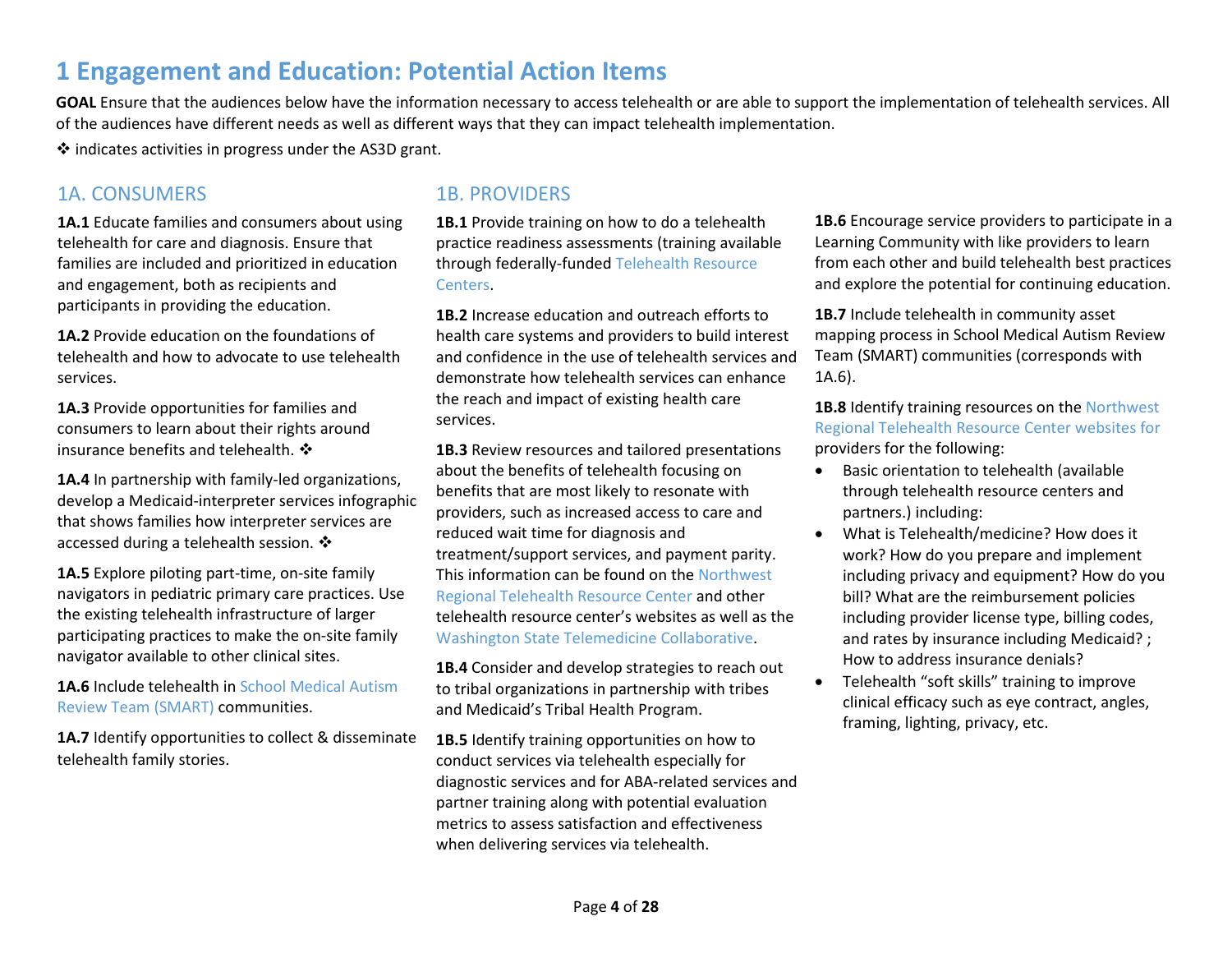# 1 Engagement and Education: Potential Action Items

**GOAL** Ensure that the audiences below have the information necessary to access telehealth or are able to support the implementation of telehealth services. All of the audiences have different needs as well as different ways that they can impact telehealth implementation.

❖ indicates activities in progress under the AS3D grant.

## 1A. CONSUMERS

**1A.1** Educate families and consumers about using telehealth for care and diagnosis. Ensure that families are included and prioritized in education and engagement, both as recipients and participants in providing the education.

**1A.2** Provide education on the foundations of telehealth and how to advocate to use telehealth services.

**1A.3** Provide opportunities for families and consumers to learn about their rights around insurance benefits and telehealth. ❖

**1A.4** In partnership with family-led organizations, develop a Medicaid-interpreter services infographic that shows families how interpreter services are accessed during a telehealth session. ❖

**1A.5** Explore piloting part-time, on-site family navigators in pediatric primary care practices. Use the existing telehealth infrastructure of larger participating practices to make the on-site family navigator available to other clinical sites.

**1A.6** Include telehealth in School Medical Autism Review Team (SMART) communities.

**1A.7** Identify opportunities to collect & disseminate telehealth family stories.

## 1B. PROVIDERS

**1B.1** Provide training on how to do a telehealth practice readiness assessments (training available through federally-funded Telehealth Resource Centers.

**1B.2** Increase education and outreach efforts to health care systems and providers to build interest and confidence in the use of telehealth services and demonstrate how telehealth services can enhance the reach and impact of existing health care services.

**1B.3** Review resources and tailored presentations about the benefits of telehealth focusing on benefits that are most likely to resonate with providers, such as increased access to care and reduced wait time for diagnosis and treatment/support services, and payment parity. This information can be found on the Northwest Regional Telehealth Resource Center and other telehealth resource center's websites as well as the Washington State Telemedicine Collaborative.

**1B.4** Consider and develop strategies to reach out to tribal organizations in partnership with tribes and Medicaid's Tribal Health Program.

**1B.5** Identify training opportunities on how to conduct services via telehealth especially for diagnostic services and for ABA-related services and partner training along with potential evaluation metrics to assess satisfaction and effectiveness when delivering services via telehealth.

**1B.6** Encourage service providers to participate in a Learning Community with like providers to learn from each other and build telehealth best practices and explore the potential for continuing education.

**1B.7** Include telehealth in community asset mapping process in School Medical Autism Review Team (SMART) communities (corresponds with 1A.6).

**1B.8** Identify training resources on the Northwest Regional Telehealth Resource Center websites for providers for the following:

- Basic orientation to telehealth (available through telehealth resource centers and partners.) including:
- What is Telehealth/medicine? How does it work? How do you prepare and implement including privacy and equipment? How do you bill? What are the reimbursement policies including provider license type, billing codes, and rates by insurance including Medicaid? ; How to address insurance denials?
- Telehealth "soft skills" training to improve clinical efficacy such as eye contract, angles, framing, lighting, privacy, etc.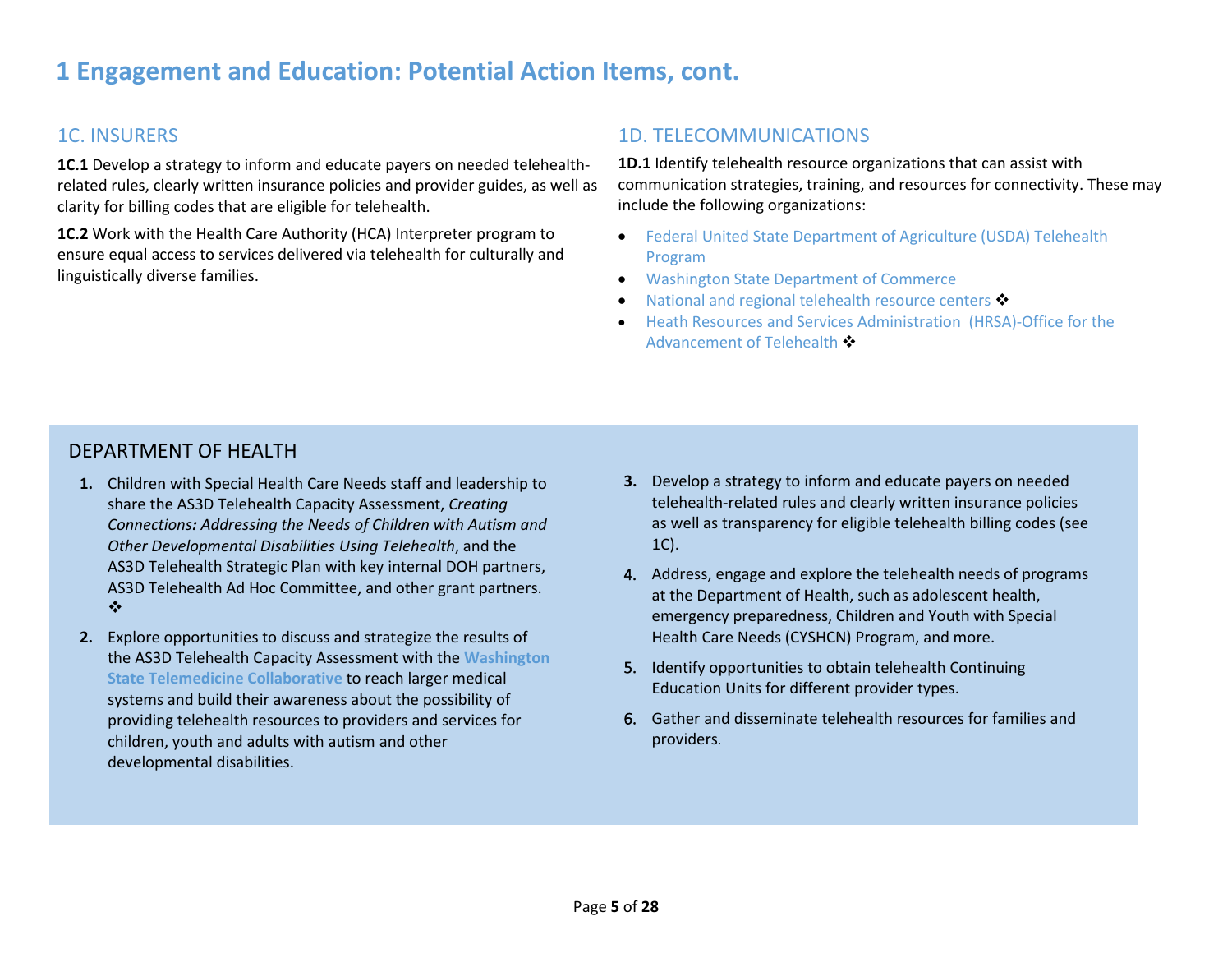# 1 Engagement and Education: Potential Action Items, cont.

## 1C. INSURERS

**1C.1** Develop a strategy to inform and educate payers on needed telehealth-related rules, clearly written insurance policies and provider guides, as well as clarity for billing codes that are eligible for telehealth.

**1C.2** Work with the Health Care Authority (HCA) Interpreter program to ensure equal access to services delivered via telehealth for culturally and linguistically diverse families.

## 1D. TELECOMMUNICATIONS

**1D.1** Identify telehealth resource organizations that can assist with communication strategies, training, and resources for connectivity. These may include the following organizations:

- Federal United State Department of Agriculture (USDA) Telehealth Program
- Washington State Department of Commerce
- National and regional telehealth resource centers ❖
- Heath Resources and Services Administration (HRSA)-Office for the Advancement of Telehealth ❖

## DEPARTMENT OF HEALTH

1. Children with Special Health Care Needs staff and leadership to share the AS3D Telehealth Capacity Assessment, *Creating Connections: Addressing the Needs of Children with Autism and Other Developmental Disabilities Using Telehealth*, and the AS3D Telehealth Strategic Plan with key internal DOH partners, AS3D Telehealth Ad Hoc Committee, and other grant partners. ❖
2. Explore opportunities to discuss and strategize the results of the AS3D Telehealth Capacity Assessment with the **Washington State Telemedicine Collaborative** to reach larger medical systems and build their awareness about the possibility of providing telehealth resources to providers and services for children, youth and adults with autism and other developmental disabilities.
3. Develop a strategy to inform and educate payers on needed telehealth-related rules and clearly written insurance policies as well as transparency for eligible telehealth billing codes (see 1C).
4. Address, engage and explore the telehealth needs of programs at the Department of Health, such as adolescent health, emergency preparedness, Children and Youth with Special Health Care Needs (CYSHCN) Program, and more.
5. Identify opportunities to obtain telehealth Continuing Education Units for different provider types.
6. Gather and disseminate telehealth resources for families and providers.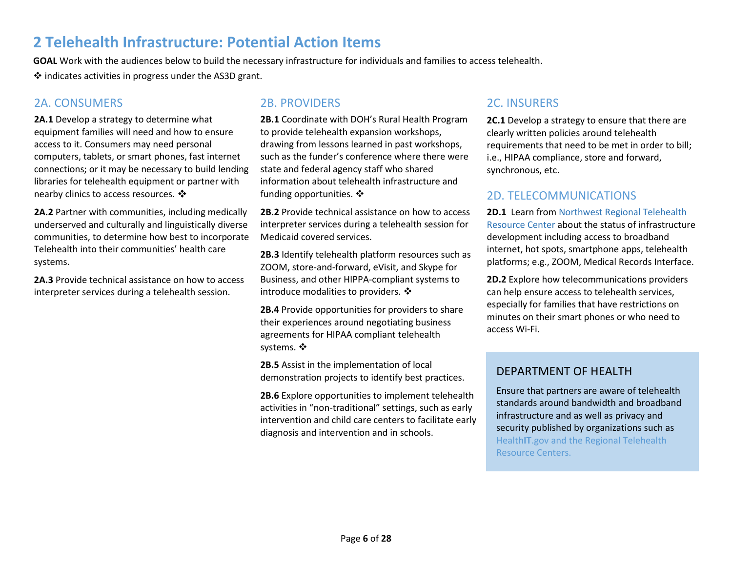# 2 Telehealth Infrastructure: Potential Action Items

**GOAL** Work with the audiences below to build the necessary infrastructure for individuals and families to access telehealth.

❖ indicates activities in progress under the AS3D grant.

## 2A. CONSUMERS

**2A.1** Develop a strategy to determine what equipment families will need and how to ensure access to it. Consumers may need personal computers, tablets, or smart phones, fast internet connections; or it may be necessary to build lending libraries for telehealth equipment or partner with nearby clinics to access resources. ❖

**2A.2** Partner with communities, including medically underserved and culturally and linguistically diverse communities, to determine how best to incorporate Telehealth into their communities' health care systems.

**2A.3** Provide technical assistance on how to access interpreter services during a telehealth session.

## 2B. PROVIDERS

**2B.1** Coordinate with DOH's Rural Health Program to provide telehealth expansion workshops, drawing from lessons learned in past workshops, such as the funder's conference where there were state and federal agency staff who shared information about telehealth infrastructure and funding opportunities. ❖

**2B.2** Provide technical assistance on how to access interpreter services during a telehealth session for Medicaid covered services.

**2B.3** Identify telehealth platform resources such as ZOOM, store-and-forward, eVisit, and Skype for Business, and other HIPPA-compliant systems to introduce modalities to providers. ❖

**2B.4** Provide opportunities for providers to share their experiences around negotiating business agreements for HIPAA compliant telehealth systems. ❖

**2B.5** Assist in the implementation of local demonstration projects to identify best practices.

**2B.6** Explore opportunities to implement telehealth activities in "non-traditional" settings, such as early intervention and child care centers to facilitate early diagnosis and intervention and in schools.

## 2C. INSURERS

**2C.1** Develop a strategy to ensure that there are clearly written policies around telehealth requirements that need to be met in order to bill; i.e., HIPAA compliance, store and forward, synchronous, etc.

## 2D. TELECOMMUNICATIONS

**2D.1** Learn from Northwest Regional Telehealth Resource Center about the status of infrastructure development including access to broadband internet, hot spots, smartphone apps, telehealth platforms; e.g., ZOOM, Medical Records Interface.

**2D.2** Explore how telecommunications providers can help ensure access to telehealth services, especially for families that have restrictions on minutes on their smart phones or who need to access Wi-Fi.

## DEPARTMENT OF HEALTH

Ensure that partners are aware of telehealth standards around bandwidth and broadband infrastructure and as well as privacy and security published by organizations such as HealthIT.gov and the Regional Telehealth Resource Centers.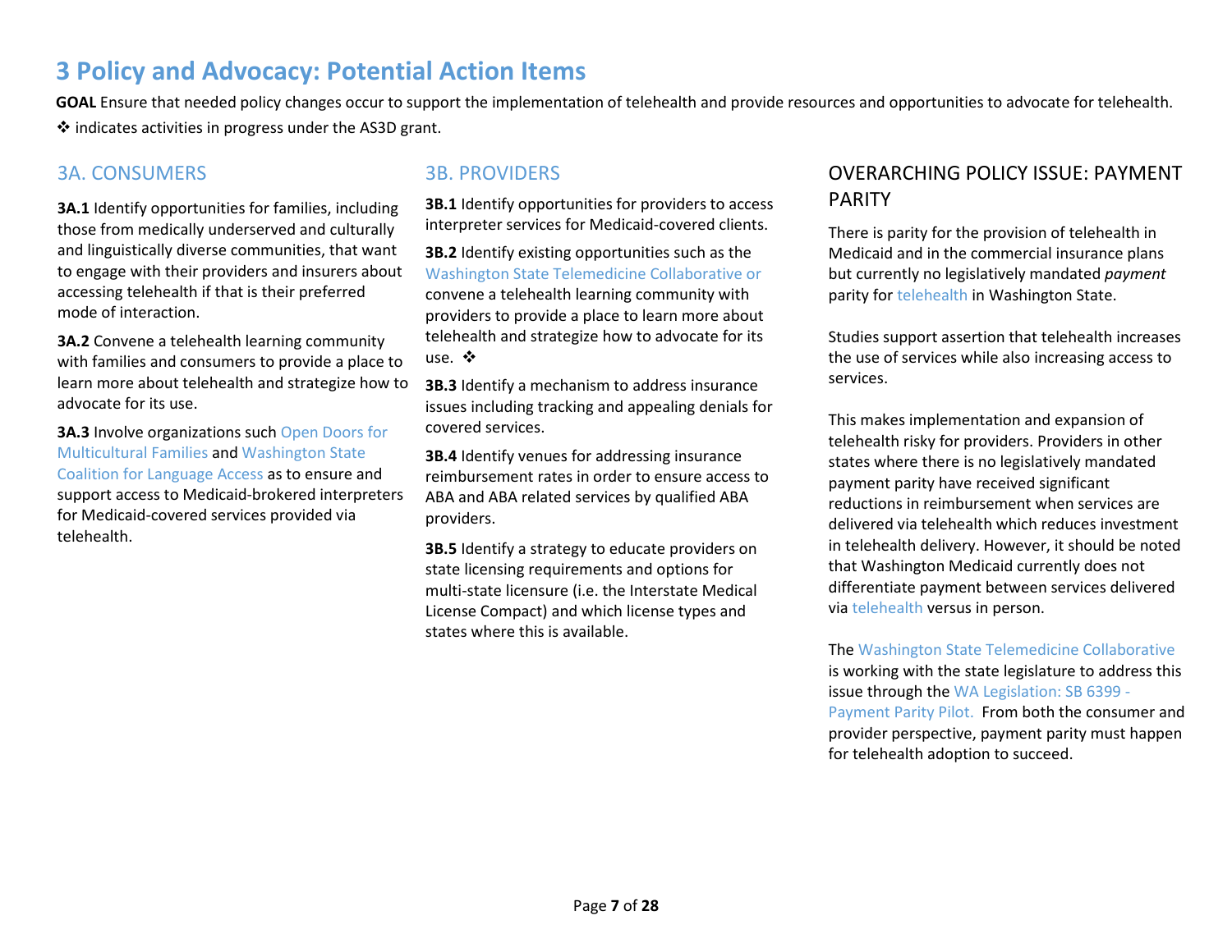# 3 Policy and Advocacy: Potential Action Items

**GOAL** Ensure that needed policy changes occur to support the implementation of telehealth and provide resources and opportunities to advocate for telehealth.

❖ indicates activities in progress under the AS3D grant.

## 3A. CONSUMERS

**3A.1** Identify opportunities for families, including those from medically underserved and culturally and linguistically diverse communities, that want to engage with their providers and insurers about accessing telehealth if that is their preferred mode of interaction.

**3A.2** Convene a telehealth learning community with families and consumers to provide a place to learn more about telehealth and strategize how to advocate for its use.

**3A.3** Involve organizations such Open Doors for Multicultural Families and Washington State Coalition for Language Access as to ensure and support access to Medicaid-brokered interpreters for Medicaid-covered services provided via telehealth.

## 3B. PROVIDERS

**3B.1** Identify opportunities for providers to access interpreter services for Medicaid-covered clients.

**3B.2** Identify existing opportunities such as the Washington State Telemedicine Collaborative or convene a telehealth learning community with providers to provide a place to learn more about telehealth and strategize how to advocate for its use. ❖

**3B.3** Identify a mechanism to address insurance issues including tracking and appealing denials for covered services.

**3B.4** Identify venues for addressing insurance reimbursement rates in order to ensure access to ABA and ABA related services by qualified ABA providers.

**3B.5** Identify a strategy to educate providers on state licensing requirements and options for multi-state licensure (i.e. the Interstate Medical License Compact) and which license types and states where this is available.

## OVERARCHING POLICY ISSUE: PAYMENT PARITY

There is parity for the provision of telehealth in Medicaid and in the commercial insurance plans but currently no legislatively mandated *payment* parity for telehealth in Washington State.

Studies support assertion that telehealth increases the use of services while also increasing access to services.

This makes implementation and expansion of telehealth risky for providers. Providers in other states where there is no legislatively mandated payment parity have received significant reductions in reimbursement when services are delivered via telehealth which reduces investment in telehealth delivery. However, it should be noted that Washington Medicaid currently does not differentiate payment between services delivered via telehealth versus in person.

The Washington State Telemedicine Collaborative is working with the state legislature to address this issue through the WA Legislation: SB 6399 - Payment Parity Pilot. From both the consumer and provider perspective, payment parity must happen for telehealth adoption to succeed.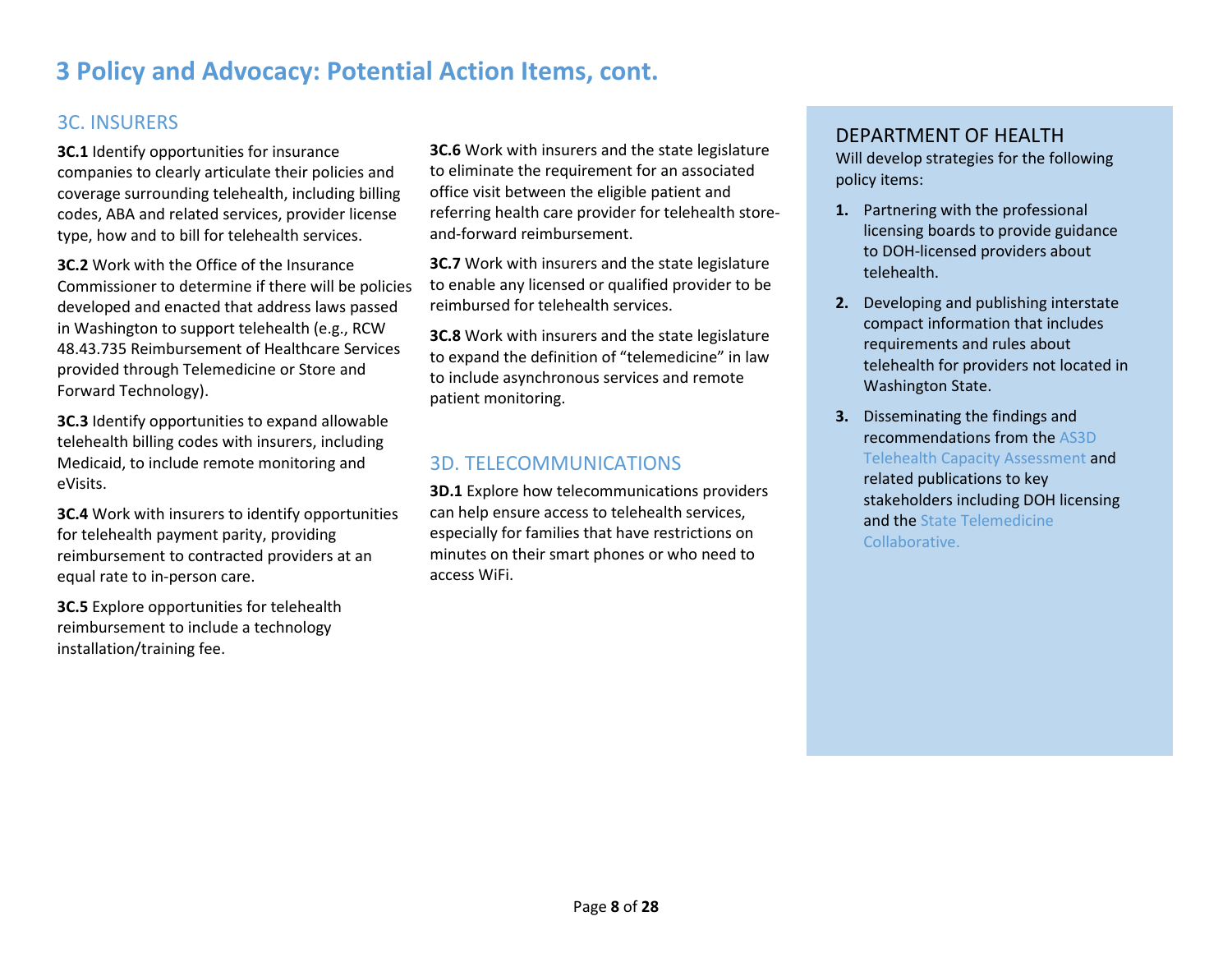# 3 Policy and Advocacy: Potential Action Items, cont.

## 3C. INSURERS

**3C.1** Identify opportunities for insurance companies to clearly articulate their policies and coverage surrounding telehealth, including billing codes, ABA and related services, provider license type, how and to bill for telehealth services.

**3C.2** Work with the Office of the Insurance Commissioner to determine if there will be policies developed and enacted that address laws passed in Washington to support telehealth (e.g., RCW 48.43.735 Reimbursement of Healthcare Services provided through Telemedicine or Store and Forward Technology).

**3C.3** Identify opportunities to expand allowable telehealth billing codes with insurers, including Medicaid, to include remote monitoring and eVisits.

**3C.4** Work with insurers to identify opportunities for telehealth payment parity, providing reimbursement to contracted providers at an equal rate to in-person care.

**3C.5** Explore opportunities for telehealth reimbursement to include a technology installation/training fee.

**3C.6** Work with insurers and the state legislature to eliminate the requirement for an associated office visit between the eligible patient and referring health care provider for telehealth store-and-forward reimbursement.

**3C.7** Work with insurers and the state legislature to enable any licensed or qualified provider to be reimbursed for telehealth services.

**3C.8** Work with insurers and the state legislature to expand the definition of "telemedicine" in law to include asynchronous services and remote patient monitoring.

## 3D. TELECOMMUNICATIONS

**3D.1** Explore how telecommunications providers can help ensure access to telehealth services, especially for families that have restrictions on minutes on their smart phones or who need to access WiFi.

### DEPARTMENT OF HEALTH

Will develop strategies for the following policy items:

1. Partnering with the professional licensing boards to provide guidance to DOH-licensed providers about telehealth.
2. Developing and publishing interstate compact information that includes requirements and rules about telehealth for providers not located in Washington State.
3. Disseminating the findings and recommendations from the AS3D Telehealth Capacity Assessment and related publications to key stakeholders including DOH licensing and the State Telemedicine Collaborative.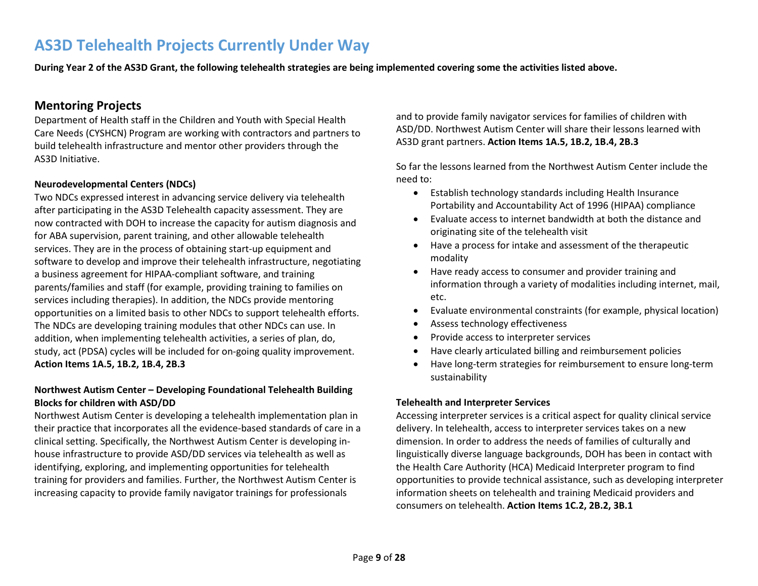# AS3D Telehealth Projects Currently Under Way

**During Year 2 of the AS3D Grant, the following telehealth strategies are being implemented covering some the activities listed above.**

## Mentoring Projects

Department of Health staff in the Children and Youth with Special Health Care Needs (CYSHCN) Program are working with contractors and partners to build telehealth infrastructure and mentor other providers through the AS3D Initiative.

### Neurodevelopmental Centers (NDCs)

Two NDCs expressed interest in advancing service delivery via telehealth after participating in the AS3D Telehealth capacity assessment. They are now contracted with DOH to increase the capacity for autism diagnosis and for ABA supervision, parent training, and other allowable telehealth services. They are in the process of obtaining start-up equipment and software to develop and improve their telehealth infrastructure, negotiating a business agreement for HIPAA-compliant software, and training parents/families and staff (for example, providing training to families on services including therapies). In addition, the NDCs provide mentoring opportunities on a limited basis to other NDCs to support telehealth efforts. The NDCs are developing training modules that other NDCs can use. In addition, when implementing telehealth activities, a series of plan, do, study, act (PDSA) cycles will be included for on-going quality improvement. **Action Items 1A.5, 1B.2, 1B.4, 2B.3**

### Northwest Autism Center – Developing Foundational Telehealth Building Blocks for children with ASD/DD

Northwest Autism Center is developing a telehealth implementation plan in their practice that incorporates all the evidence-based standards of care in a clinical setting. Specifically, the Northwest Autism Center is developing in-house infrastructure to provide ASD/DD services via telehealth as well as identifying, exploring, and implementing opportunities for telehealth training for providers and families. Further, the Northwest Autism Center is increasing capacity to provide family navigator trainings for professionals and to provide family navigator services for families of children with ASD/DD. Northwest Autism Center will share their lessons learned with AS3D grant partners. **Action Items 1A.5, 1B.2, 1B.4, 2B.3**

So far the lessons learned from the Northwest Autism Center include the need to:

- Establish technology standards including Health Insurance Portability and Accountability Act of 1996 (HIPAA) compliance
- Evaluate access to internet bandwidth at both the distance and originating site of the telehealth visit
- Have a process for intake and assessment of the therapeutic modality
- Have ready access to consumer and provider training and information through a variety of modalities including internet, mail, etc.
- Evaluate environmental constraints (for example, physical location)
- Assess technology effectiveness
- Provide access to interpreter services
- Have clearly articulated billing and reimbursement policies
- Have long-term strategies for reimbursement to ensure long-term sustainability

### Telehealth and Interpreter Services

Accessing interpreter services is a critical aspect for quality clinical service delivery. In telehealth, access to interpreter services takes on a new dimension. In order to address the needs of families of culturally and linguistically diverse language backgrounds, DOH has been in contact with the Health Care Authority (HCA) Medicaid Interpreter program to find opportunities to provide technical assistance, such as developing interpreter information sheets on telehealth and training Medicaid providers and consumers on telehealth. **Action Items 1C.2, 2B.2, 3B.1**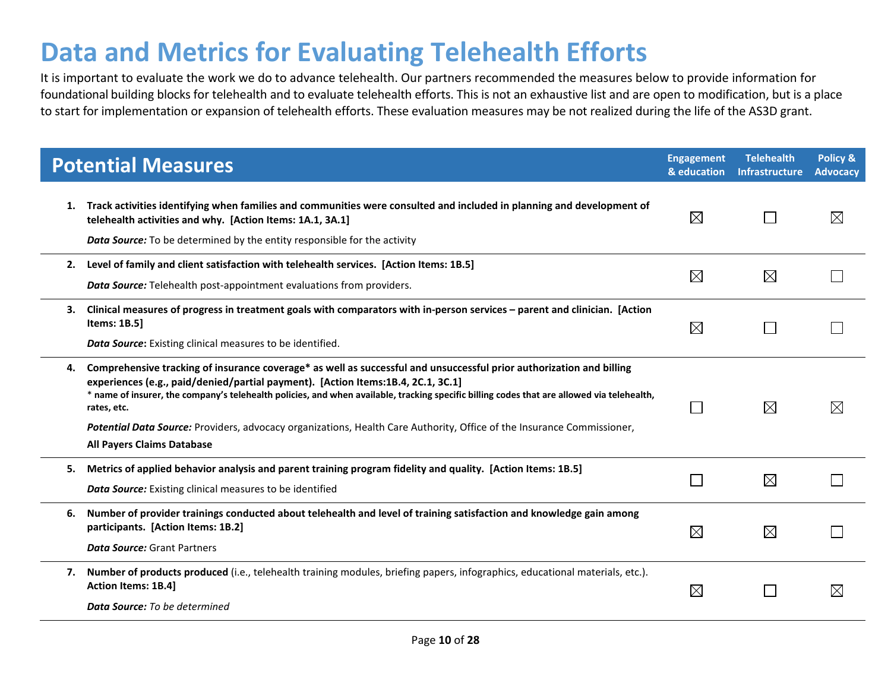# Data and Metrics for Evaluating Telehealth Efforts

It is important to evaluate the work we do to advance telehealth. Our partners recommended the measures below to provide information for foundational building blocks for telehealth and to evaluate telehealth efforts. This is not an exhaustive list and are open to modification, but is a place to start for implementation or expansion of telehealth efforts. These evaluation measures may be not realized during the life of the AS3D grant.

| Potential Measures | Engagement & education | Telehealth Infrastructure | Policy & Advocacy |
|---|---|---|---|
| 1. **Track activities identifying when families and communities were consulted and included in planning and development of telehealth activities and why. [Action Items: 1A.1, 3A.1]**<br>***Data Source:*** To be determined by the entity responsible for the activity | ☒ | ☐ | ☒ |
| 2. **Level of family and client satisfaction with telehealth services. [Action Items: 1B.5]**<br>***Data Source:*** Telehealth post-appointment evaluations from providers. | ☒ | ☒ | ☐ |
| 3. **Clinical measures of progress in treatment goals with comparators with in-person services – parent and clinician. [Action Items: 1B.5]**<br>***Data Source*:** Existing clinical measures to be identified. | ☒ | ☐ | ☐ |
| 4. **Comprehensive tracking of insurance coverage* as well as successful and unsuccessful prior authorization and billing experiences (e.g., paid/denied/partial payment). [Action Items:1B.4, 2C.1, 3C.1]**<br>**\* name of insurer, the company's telehealth policies, and when available, tracking specific billing codes that are allowed via telehealth, rates, etc.**<br>***Potential Data Source:*** Providers, advocacy organizations, Health Care Authority, Office of the Insurance Commissioner, **All Payers Claims Database** | ☐ | ☒ | ☒ |
| 5. **Metrics of applied behavior analysis and parent training program fidelity and quality. [Action Items: 1B.5]**<br>***Data Source:*** Existing clinical measures to be identified | ☐ | ☒ | ☐ |
| 6. **Number of provider trainings conducted about telehealth and level of training satisfaction and knowledge gain among participants. [Action Items: 1B.2]**<br>***Data Source:*** Grant Partners | ☒ | ☒ | ☐ |
| 7. **Number of products produced** (i.e., telehealth training modules, briefing papers, infographics, educational materials, etc.). **Action Items: 1B.4]**<br>***Data Source:*** *To be determined* | ☒ | ☐ | ☒ |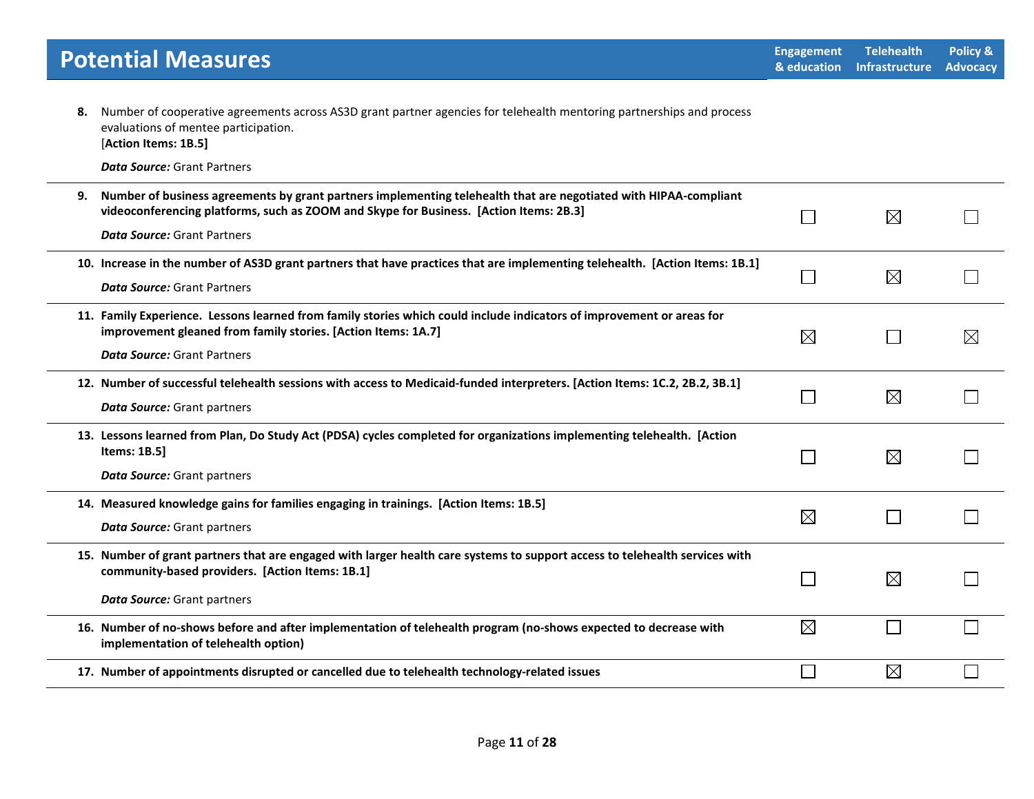| Potential Measures | Engagement & education | Telehealth Infrastructure | Policy & Advocacy |
|---|---|---|---|
| **8.** Number of cooperative agreements across AS3D grant partner agencies for telehealth mentoring partnerships and process evaluations of mentee participation. [**Action Items: 1B.5]** <br><br> ***Data Source:*** Grant Partners | | | |
| **9. Number of business agreements by grant partners implementing telehealth that are negotiated with HIPAA-compliant videoconferencing platforms, such as ZOOM and Skype for Business. [Action Items: 2B.3]** <br><br> ***Data Source:*** Grant Partners | ☐ | ☒ | ☐ |
| **10. Increase in the number of AS3D grant partners that have practices that are implementing telehealth. [Action Items: 1B.1]** <br><br> ***Data Source:*** Grant Partners | ☐ | ☒ | ☐ |
| **11. Family Experience. Lessons learned from family stories which could include indicators of improvement or areas for improvement gleaned from family stories. [Action Items: 1A.7]** <br><br> ***Data Source:*** Grant Partners | ☒ | ☐ | ☒ |
| **12. Number of successful telehealth sessions with access to Medicaid-funded interpreters. [Action Items: 1C.2, 2B.2, 3B.1]** <br><br> ***Data Source:*** Grant partners | ☐ | ☒ | ☐ |
| **13. Lessons learned from Plan, Do Study Act (PDSA) cycles completed for organizations implementing telehealth. [Action Items: 1B.5]** <br><br> ***Data Source:*** Grant partners | ☐ | ☒ | ☐ |
| **14. Measured knowledge gains for families engaging in trainings. [Action Items: 1B.5]** <br><br> ***Data Source:*** Grant partners | ☒ | ☐ | ☐ |
| **15. Number of grant partners that are engaged with larger health care systems to support access to telehealth services with community-based providers. [Action Items: 1B.1]** <br><br> ***Data Source:*** Grant partners | ☐ | ☒ | ☐ |
| **16. Number of no-shows before and after implementation of telehealth program (no-shows expected to decrease with implementation of telehealth option)** | ☒ | ☐ | ☐ |
| **17. Number of appointments disrupted or cancelled due to telehealth technology-related issues** | ☐ | ☒ | ☐ |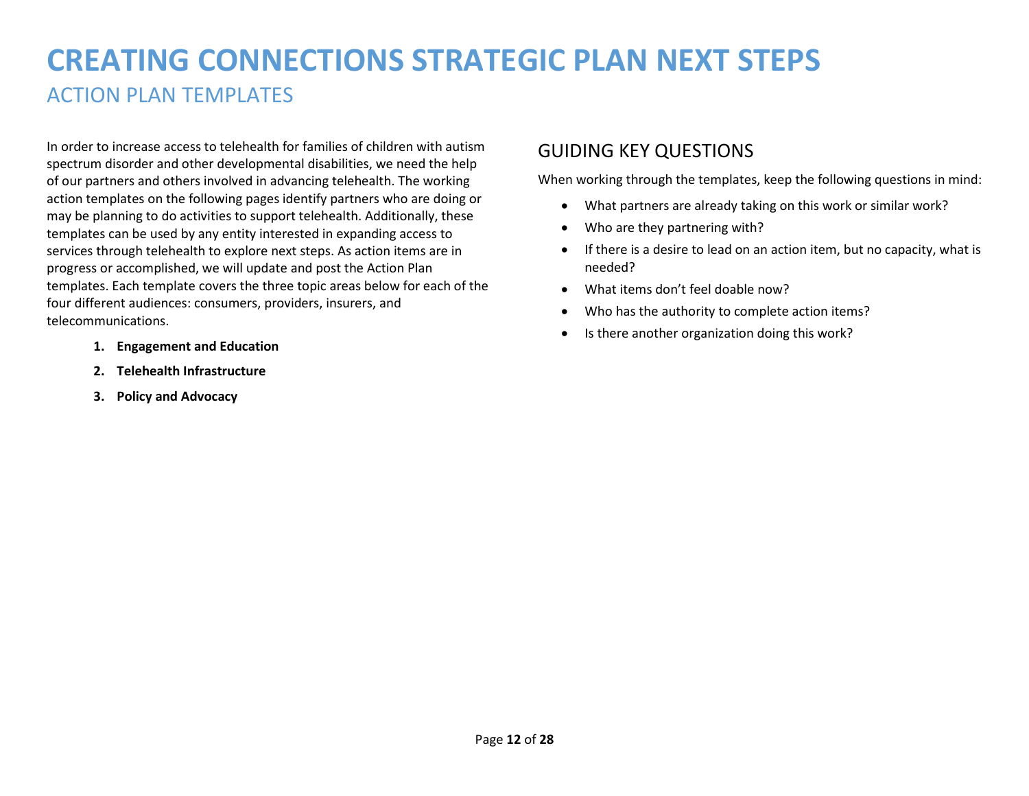# CREATING CONNECTIONS STRATEGIC PLAN NEXT STEPS

## ACTION PLAN TEMPLATES

In order to increase access to telehealth for families of children with autism spectrum disorder and other developmental disabilities, we need the help of our partners and others involved in advancing telehealth. The working action templates on the following pages identify partners who are doing or may be planning to do activities to support telehealth. Additionally, these templates can be used by any entity interested in expanding access to services through telehealth to explore next steps. As action items are in progress or accomplished, we will update and post the Action Plan templates. Each template covers the three topic areas below for each of the four different audiences: consumers, providers, insurers, and telecommunications.

1. **Engagement and Education**
2. **Telehealth Infrastructure**
3. **Policy and Advocacy**

## GUIDING KEY QUESTIONS

When working through the templates, keep the following questions in mind:

- What partners are already taking on this work or similar work?
- Who are they partnering with?
- If there is a desire to lead on an action item, but no capacity, what is needed?
- What items don't feel doable now?
- Who has the authority to complete action items?
- Is there another organization doing this work?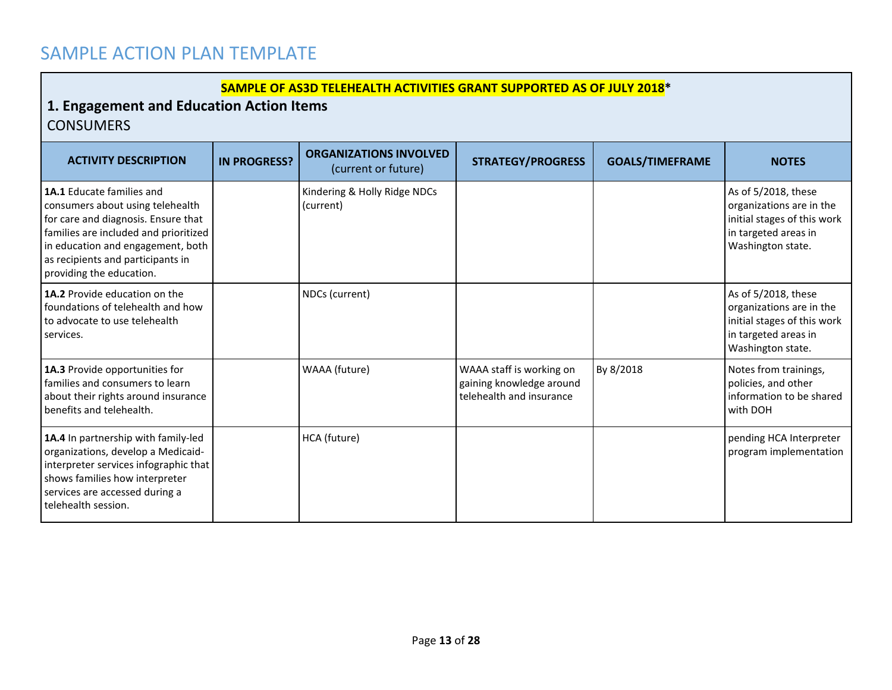# SAMPLE ACTION PLAN TEMPLATE

**SAMPLE OF AS3D TELEHEALTH ACTIVITIES GRANT SUPPORTED AS OF JULY 2018***

## 1. Engagement and Education Action Items

CONSUMERS

| ACTIVITY DESCRIPTION | IN PROGRESS? | ORGANIZATIONS INVOLVED (current or future) | STRATEGY/PROGRESS | GOALS/TIMEFRAME | NOTES |
|---|---|---|---|---|---|
| **1A.1** Educate families and consumers about using telehealth for care and diagnosis. Ensure that families are included and prioritized in education and engagement, both as recipients and participants in providing the education. | | Kindering & Holly Ridge NDCs (current) | | | As of 5/2018, these organizations are in the initial stages of this work in targeted areas in Washington state. |
| **1A.2** Provide education on the foundations of telehealth and how to advocate to use telehealth services. | | NDCs (current) | | | As of 5/2018, these organizations are in the initial stages of this work in targeted areas in Washington state. |
| **1A.3** Provide opportunities for families and consumers to learn about their rights around insurance benefits and telehealth. | | WAAA (future) | WAAA staff is working on gaining knowledge around telehealth and insurance | By 8/2018 | Notes from trainings, policies, and other information to be shared with DOH |
| **1A.4** In partnership with family-led organizations, develop a Medicaid-interpreter services infographic that shows families how interpreter services are accessed during a telehealth session. | | HCA (future) | | | pending HCA Interpreter program implementation |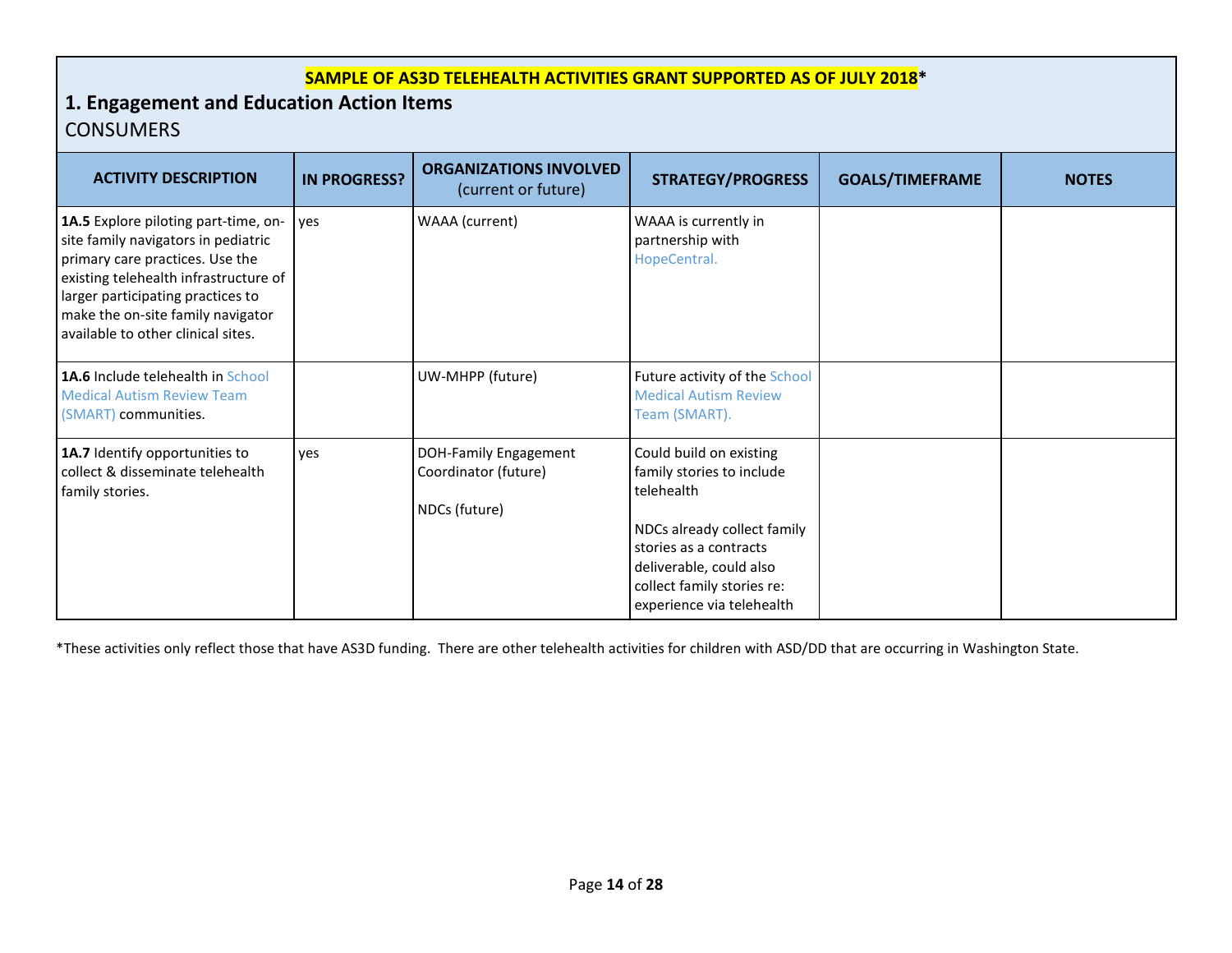**SAMPLE OF AS3D TELEHEALTH ACTIVITIES GRANT SUPPORTED AS OF JULY 2018***

## 1. Engagement and Education Action Items

CONSUMERS

| ACTIVITY DESCRIPTION | IN PROGRESS? | ORGANIZATIONS INVOLVED (current or future) | STRATEGY/PROGRESS | GOALS/TIMEFRAME | NOTES |
|---|---|---|---|---|---|
| **1A.5** Explore piloting part-time, on-site family navigators in pediatric primary care practices. Use the existing telehealth infrastructure of larger participating practices to make the on-site family navigator available to other clinical sites. | yes | WAAA (current) | WAAA is currently in partnership with HopeCentral. | | |
| **1A.6** Include telehealth in School Medical Autism Review Team (SMART) communities. | | UW-MHPP (future) | Future activity of the School Medical Autism Review Team (SMART). | | |
| **1A.7** Identify opportunities to collect & disseminate telehealth family stories. | yes | DOH-Family Engagement Coordinator (future)<br><br>NDCs (future) | Could build on existing family stories to include telehealth<br><br>NDCs already collect family stories as a contracts deliverable, could also collect family stories re: experience via telehealth | | |

*These activities only reflect those that have AS3D funding. There are other telehealth activities for children with ASD/DD that are occurring in Washington State.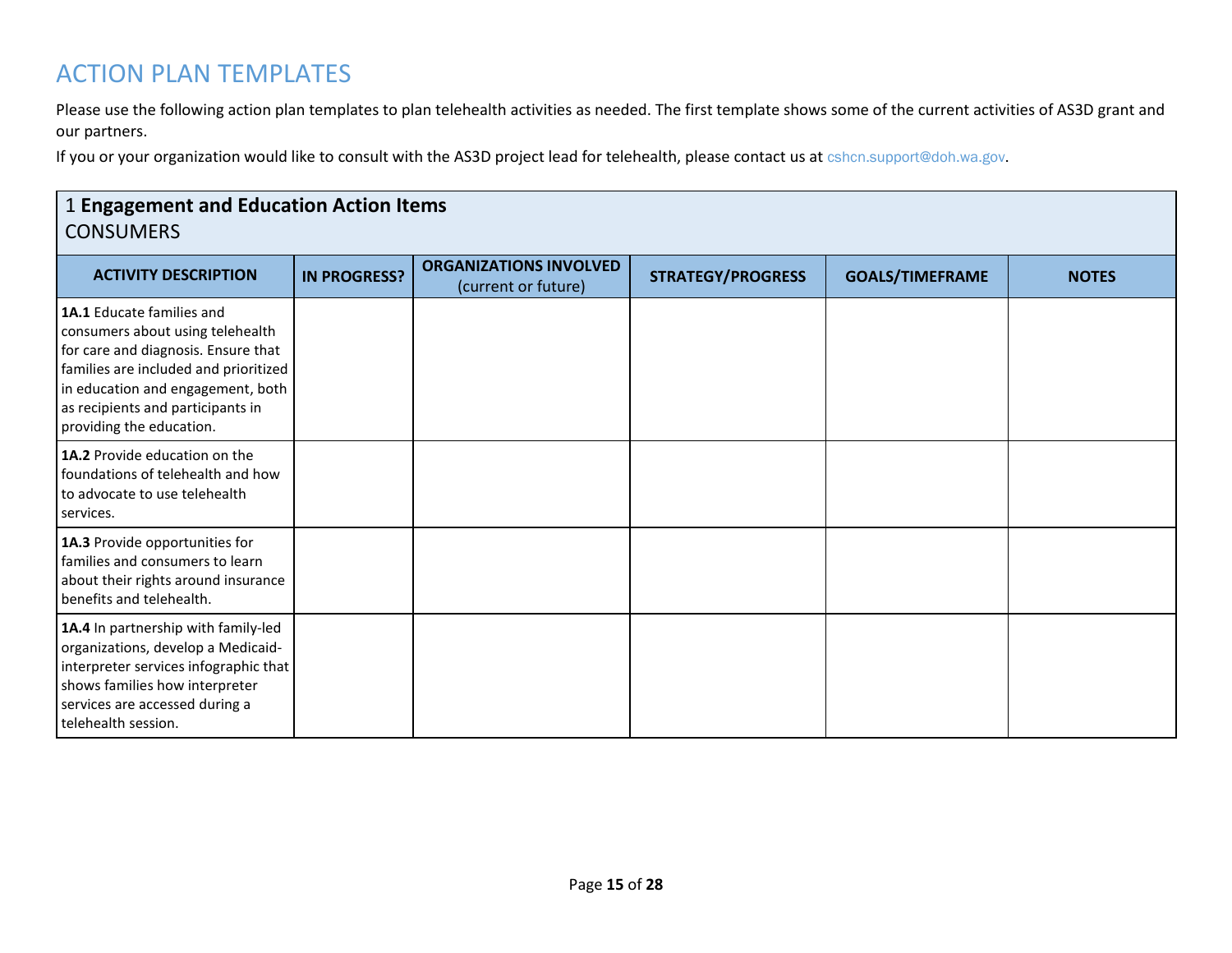# ACTION PLAN TEMPLATES

Please use the following action plan templates to plan telehealth activities as needed. The first template shows some of the current activities of AS3D grant and our partners.

If you or your organization would like to consult with the AS3D project lead for telehealth, please contact us at cshcn.support@doh.wa.gov.

## 1 **Engagement and Education Action Items**
CONSUMERS

| ACTIVITY DESCRIPTION | IN PROGRESS? | ORGANIZATIONS INVOLVED (current or future) | STRATEGY/PROGRESS | GOALS/TIMEFRAME | NOTES |
|---|---|---|---|---|---|
| **1A.1** Educate families and consumers about using telehealth for care and diagnosis. Ensure that families are included and prioritized in education and engagement, both as recipients and participants in providing the education. | | | | | |
| **1A.2** Provide education on the foundations of telehealth and how to advocate to use telehealth services. | | | | | |
| **1A.3** Provide opportunities for families and consumers to learn about their rights around insurance benefits and telehealth. | | | | | |
| **1A.4** In partnership with family-led organizations, develop a Medicaid-interpreter services infographic that shows families how interpreter services are accessed during a telehealth session. | | | | | |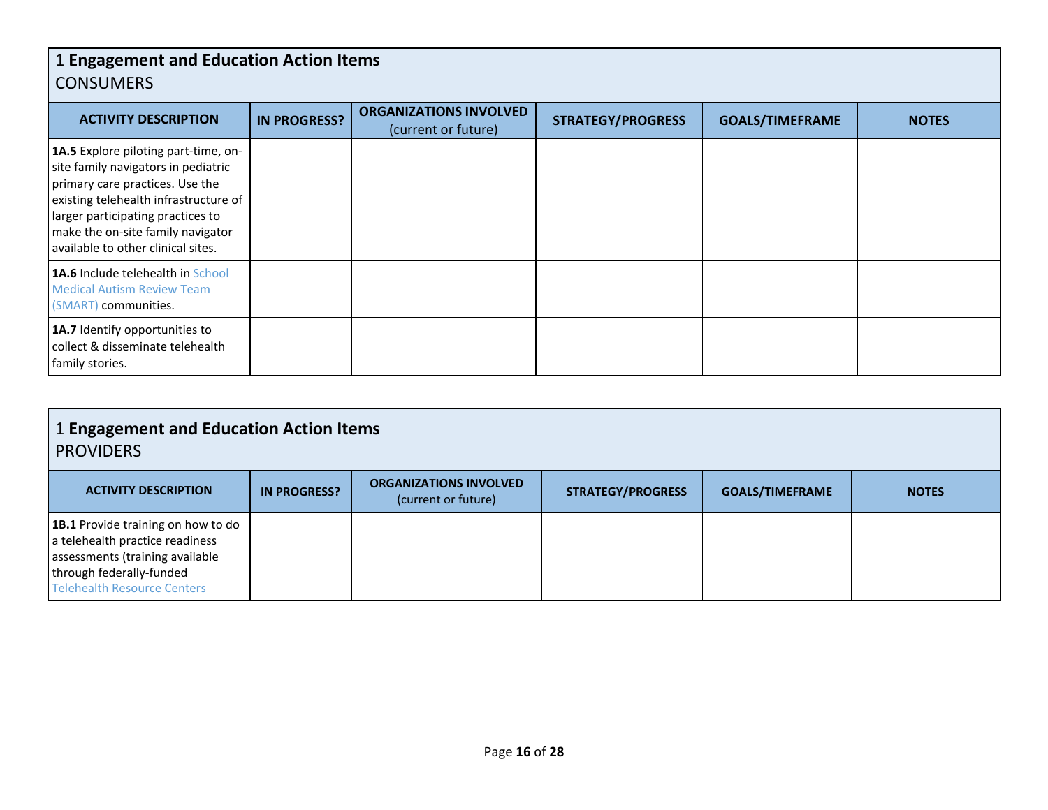## 1 **Engagement and Education Action Items**
CONSUMERS

| ACTIVITY DESCRIPTION | IN PROGRESS? | ORGANIZATIONS INVOLVED (current or future) | STRATEGY/PROGRESS | GOALS/TIMEFRAME | NOTES |
|---|---|---|---|---|---|
| **1A.5** Explore piloting part-time, on-site family navigators in pediatric primary care practices. Use the existing telehealth infrastructure of larger participating practices to make the on-site family navigator available to other clinical sites. | | | | | |
| **1A.6** Include telehealth in School Medical Autism Review Team (SMART) communities. | | | | | |
| **1A.7** Identify opportunities to collect & disseminate telehealth family stories. | | | | | |

## 1 **Engagement and Education Action Items**
PROVIDERS

| ACTIVITY DESCRIPTION | IN PROGRESS? | ORGANIZATIONS INVOLVED (current or future) | STRATEGY/PROGRESS | GOALS/TIMEFRAME | NOTES |
|---|---|---|---|---|---|
| **1B.1** Provide training on how to do a telehealth practice readiness assessments (training available through federally-funded Telehealth Resource Centers | | | | | |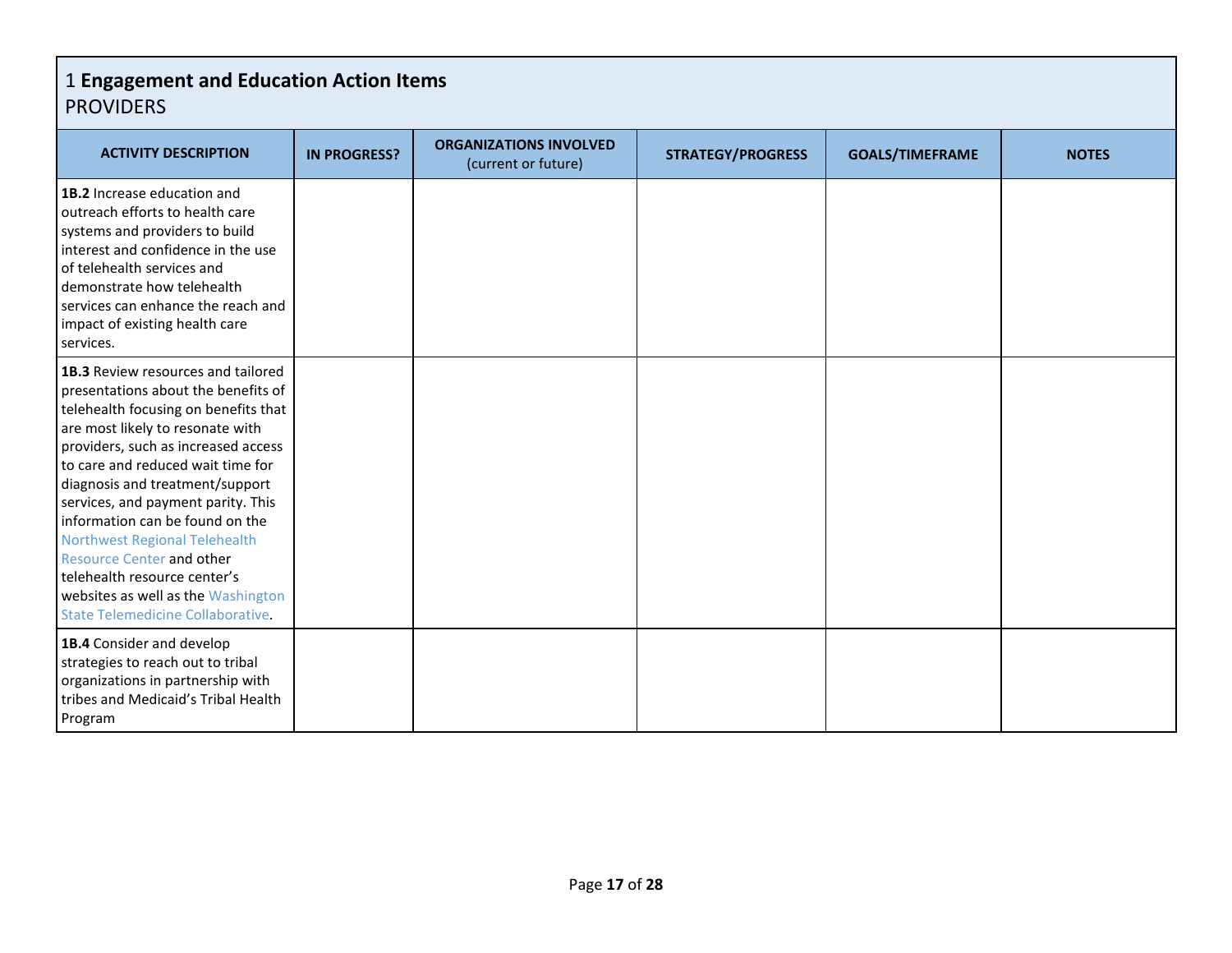## 1 **Engagement and Education Action Items**
PROVIDERS

| ACTIVITY DESCRIPTION | IN PROGRESS? | ORGANIZATIONS INVOLVED (current or future) | STRATEGY/PROGRESS | GOALS/TIMEFRAME | NOTES |
|---|---|---|---|---|---|
| **1B.2** Increase education and outreach efforts to health care systems and providers to build interest and confidence in the use of telehealth services and demonstrate how telehealth services can enhance the reach and impact of existing health care services. | | | | | |
| **1B.3** Review resources and tailored presentations about the benefits of telehealth focusing on benefits that are most likely to resonate with providers, such as increased access to care and reduced wait time for diagnosis and treatment/support services, and payment parity. This information can be found on the Northwest Regional Telehealth Resource Center and other telehealth resource center's websites as well as the Washington State Telemedicine Collaborative. | | | | | |
| **1B.4** Consider and develop strategies to reach out to tribal organizations in partnership with tribes and Medicaid's Tribal Health Program | | | | | |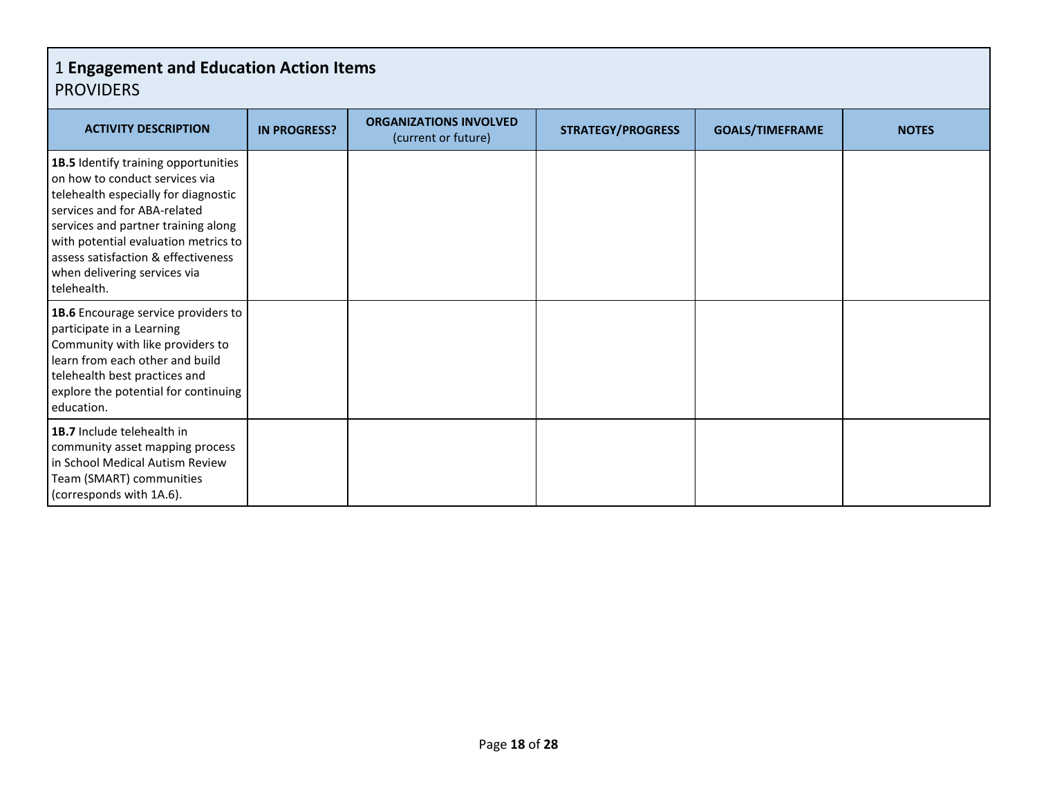## 1 **Engagement and Education Action Items**

PROVIDERS

| ACTIVITY DESCRIPTION | IN PROGRESS? | ORGANIZATIONS INVOLVED (current or future) | STRATEGY/PROGRESS | GOALS/TIMEFRAME | NOTES |
|---|---|---|---|---|---|
| **1B.5** Identify training opportunities on how to conduct services via telehealth especially for diagnostic services and for ABA-related services and partner training along with potential evaluation metrics to assess satisfaction & effectiveness when delivering services via telehealth. | | | | | |
| **1B.6** Encourage service providers to participate in a Learning Community with like providers to learn from each other and build telehealth best practices and explore the potential for continuing education. | | | | | |
| **1B.7** Include telehealth in community asset mapping process in School Medical Autism Review Team (SMART) communities (corresponds with 1A.6). | | | | | |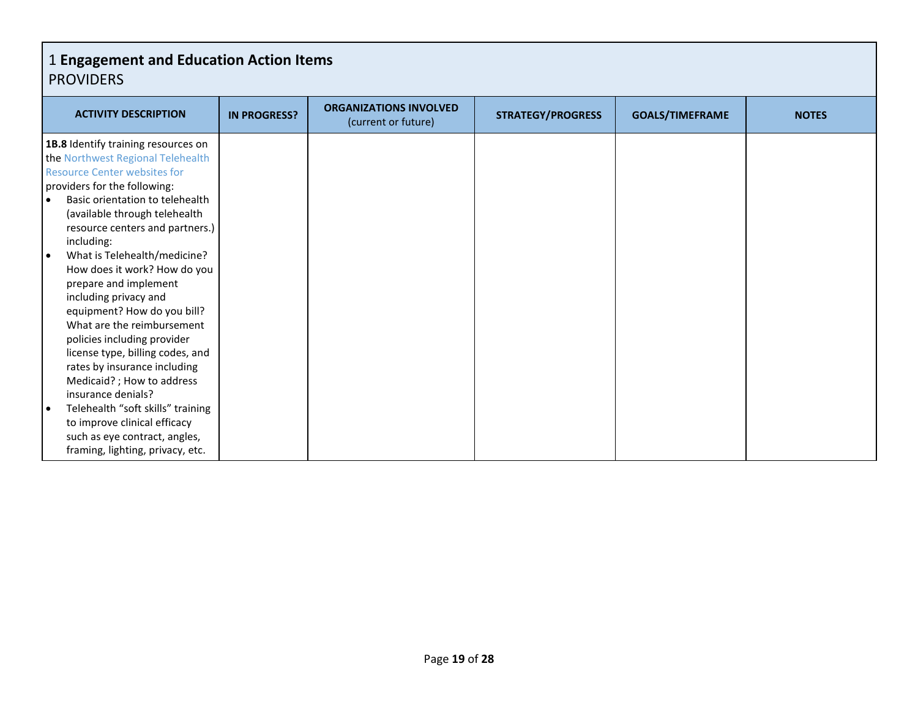## 1 **Engagement and Education Action Items**
PROVIDERS

| ACTIVITY DESCRIPTION | IN PROGRESS? | ORGANIZATIONS INVOLVED (current or future) | STRATEGY/PROGRESS | GOALS/TIMEFRAME | NOTES |
|---|---|---|---|---|---|
| **1B.8** Identify training resources on the Northwest Regional Telehealth Resource Center websites for providers for the following:<br>• Basic orientation to telehealth (available through telehealth resource centers and partners.) including:<br>• What is Telehealth/medicine? How does it work? How do you prepare and implement including privacy and equipment? How do you bill? What are the reimbursement policies including provider license type, billing codes, and rates by insurance including Medicaid? ; How to address insurance denials?<br>• Telehealth “soft skills” training to improve clinical efficacy such as eye contract, angles, framing, lighting, privacy, etc. | | | | | |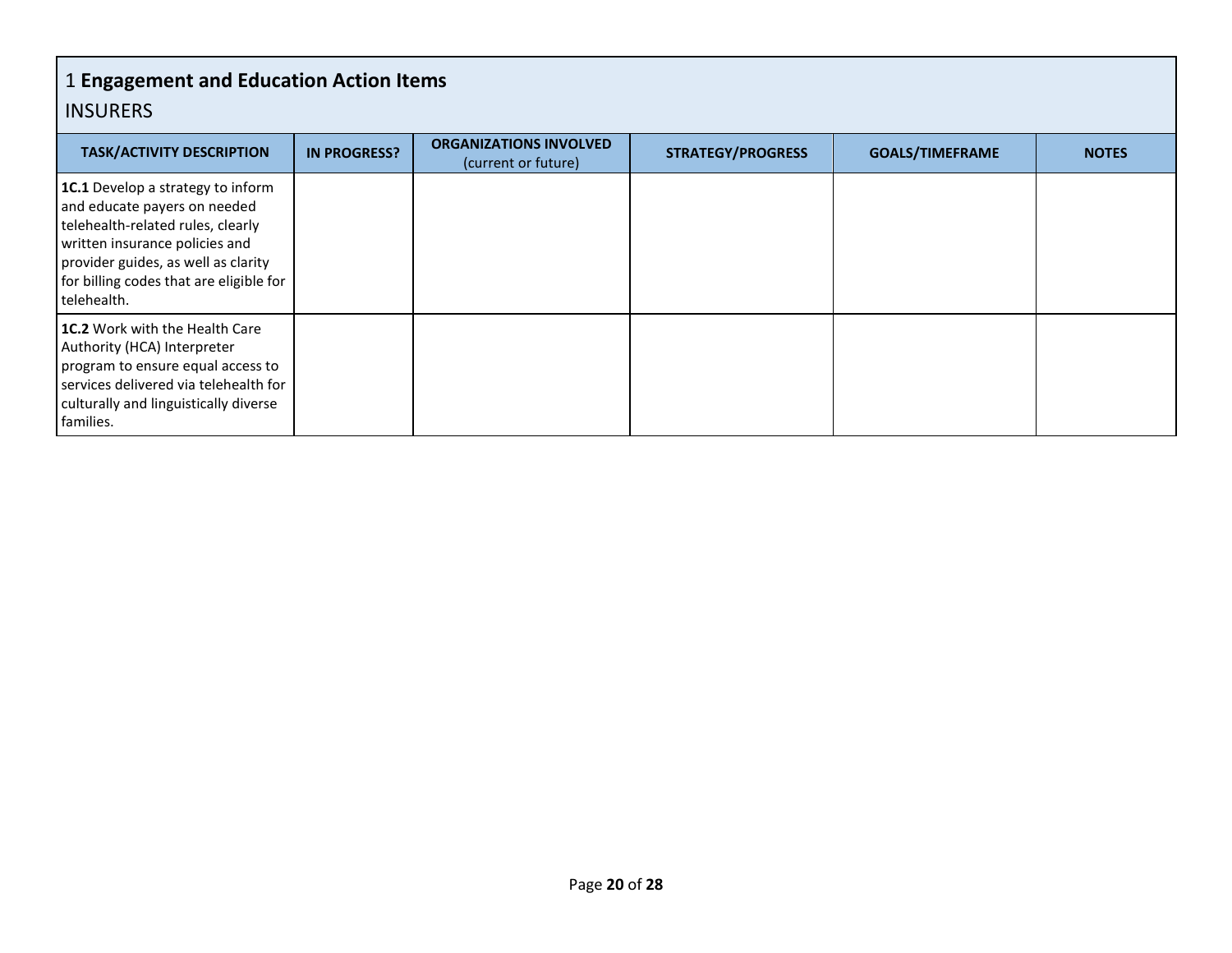## 1 **Engagement and Education Action Items**

INSURERS

| TASK/ACTIVITY DESCRIPTION | IN PROGRESS? | ORGANIZATIONS INVOLVED (current or future) | STRATEGY/PROGRESS | GOALS/TIMEFRAME | NOTES |
|---|---|---|---|---|---|
| **1C.1** Develop a strategy to inform and educate payers on needed telehealth-related rules, clearly written insurance policies and provider guides, as well as clarity for billing codes that are eligible for telehealth. | | | | | |
| **1C.2** Work with the Health Care Authority (HCA) Interpreter program to ensure equal access to services delivered via telehealth for culturally and linguistically diverse families. | | | | | |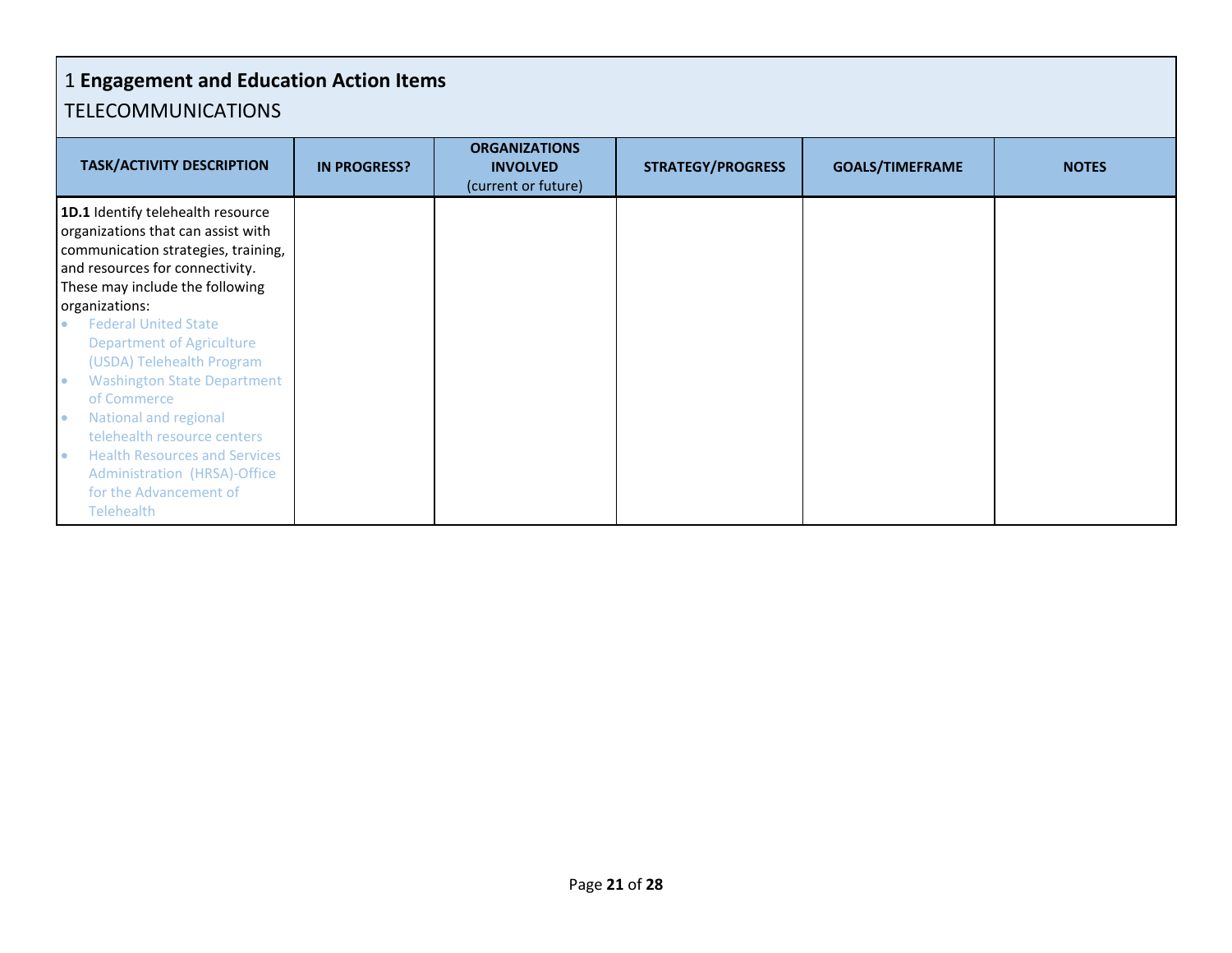## 1 **Engagement and Education Action Items**

TELECOMMUNICATIONS

| **TASK/ACTIVITY DESCRIPTION** | **IN PROGRESS?** | **ORGANIZATIONS INVOLVED** (current or future) | **STRATEGY/PROGRESS** | **GOALS/TIMEFRAME** | **NOTES** |
|---|---|---|---|---|---|
| **1D.1** Identify telehealth resource organizations that can assist with communication strategies, training, and resources for connectivity. These may include the following organizations:<br>• Federal United State Department of Agriculture (USDA) Telehealth Program<br>• Washington State Department of Commerce<br>• National and regional telehealth resource centers<br>• Health Resources and Services Administration (HRSA)-Office for the Advancement of Telehealth | | | | | |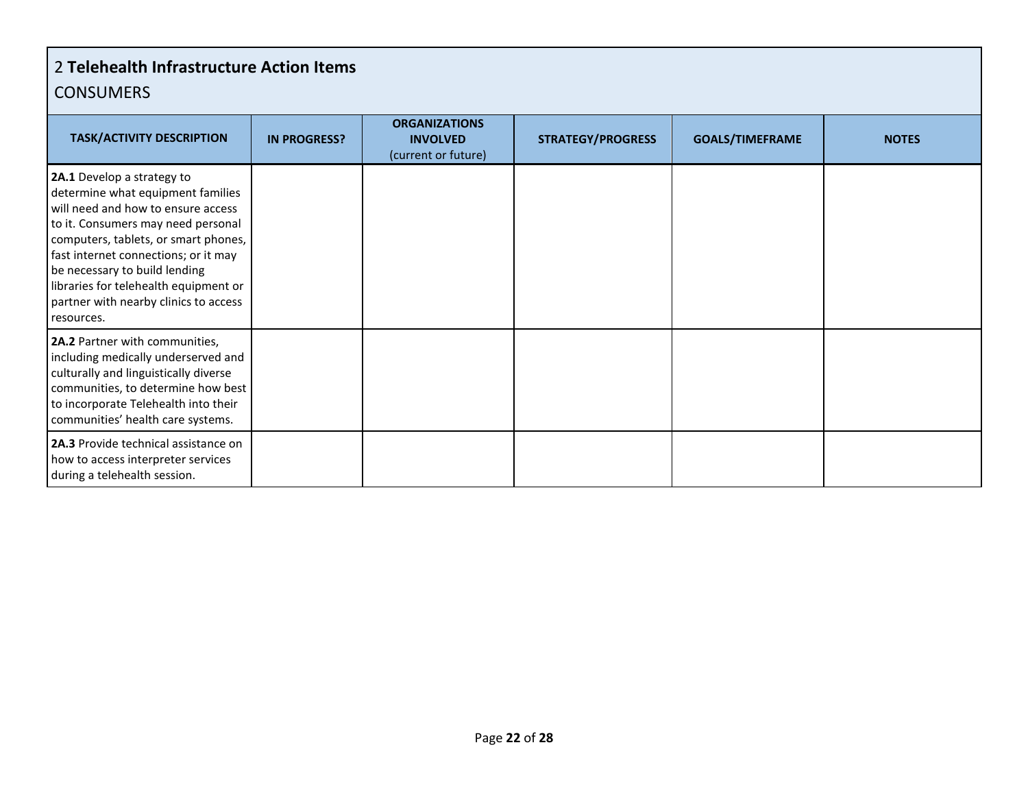## 2 **Telehealth Infrastructure Action Items**

CONSUMERS

| TASK/ACTIVITY DESCRIPTION | IN PROGRESS? | ORGANIZATIONS INVOLVED (current or future) | STRATEGY/PROGRESS | GOALS/TIMEFRAME | NOTES |
|---|---|---|---|---|---|
| **2A.1** Develop a strategy to determine what equipment families will need and how to ensure access to it. Consumers may need personal computers, tablets, or smart phones, fast internet connections; or it may be necessary to build lending libraries for telehealth equipment or partner with nearby clinics to access resources. | | | | | |
| **2A.2** Partner with communities, including medically underserved and culturally and linguistically diverse communities, to determine how best to incorporate Telehealth into their communities' health care systems. | | | | | |
| **2A.3** Provide technical assistance on how to access interpreter services during a telehealth session. | | | | | |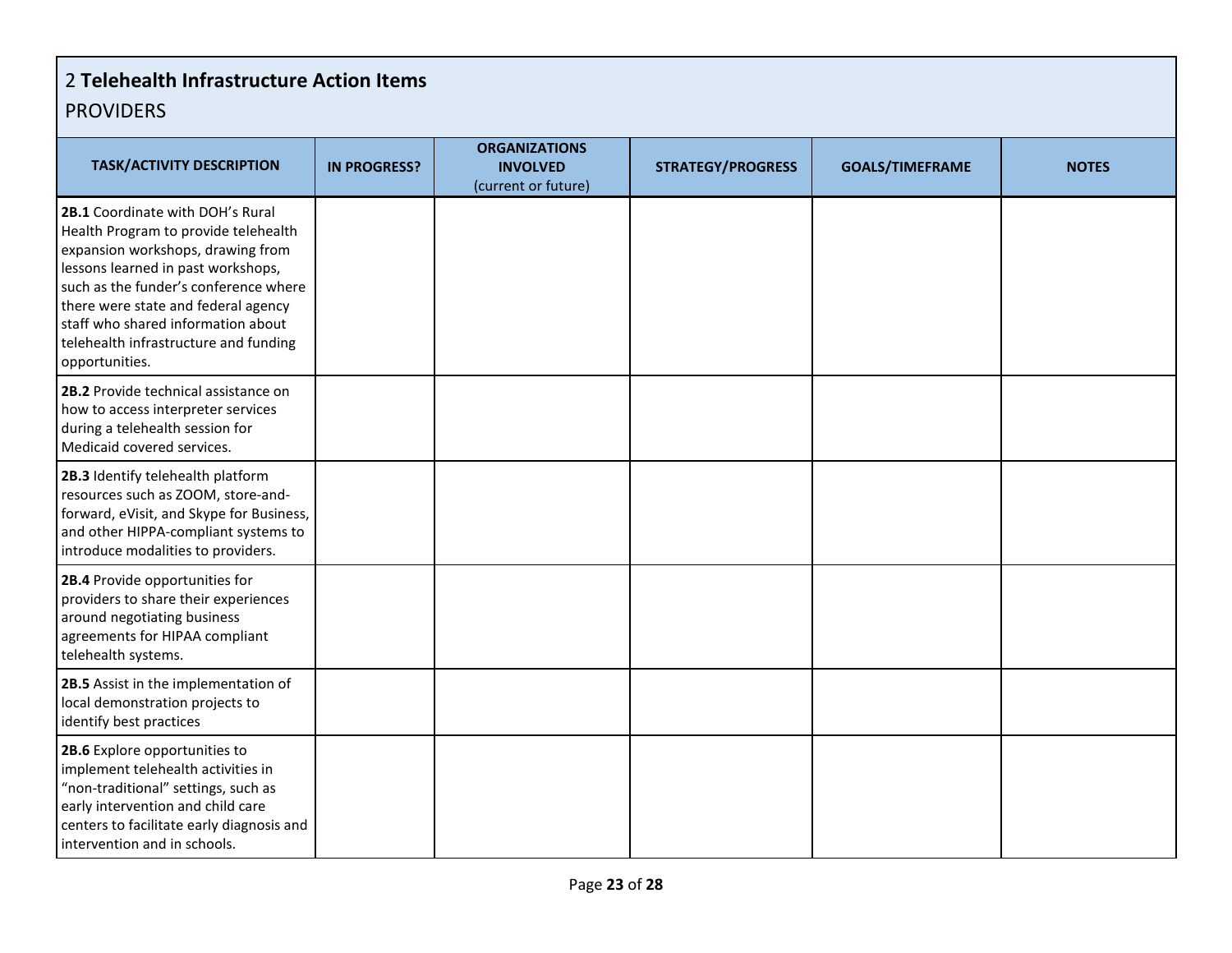## 2 **Telehealth Infrastructure Action Items**

PROVIDERS

| TASK/ACTIVITY DESCRIPTION | IN PROGRESS? | ORGANIZATIONS INVOLVED (current or future) | STRATEGY/PROGRESS | GOALS/TIMEFRAME | NOTES |
|---|---|---|---|---|---|
| **2B.1** Coordinate with DOH's Rural Health Program to provide telehealth expansion workshops, drawing from lessons learned in past workshops, such as the funder's conference where there were state and federal agency staff who shared information about telehealth infrastructure and funding opportunities. | | | | | |
| **2B.2** Provide technical assistance on how to access interpreter services during a telehealth session for Medicaid covered services. | | | | | |
| **2B.3** Identify telehealth platform resources such as ZOOM, store-and-forward, eVisit, and Skype for Business, and other HIPPA-compliant systems to introduce modalities to providers. | | | | | |
| **2B.4** Provide opportunities for providers to share their experiences around negotiating business agreements for HIPAA compliant telehealth systems. | | | | | |
| **2B.5** Assist in the implementation of local demonstration projects to identify best practices | | | | | |
| **2B.6** Explore opportunities to implement telehealth activities in "non-traditional" settings, such as early intervention and child care centers to facilitate early diagnosis and intervention and in schools. | | | | | |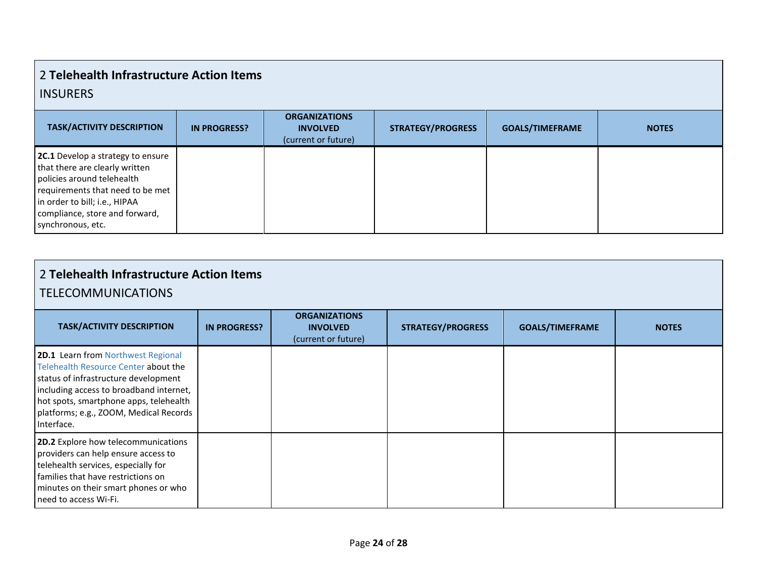## 2 **Telehealth Infrastructure Action Items**

INSURERS

| TASK/ACTIVITY DESCRIPTION | IN PROGRESS? | ORGANIZATIONS INVOLVED (current or future) | STRATEGY/PROGRESS | GOALS/TIMEFRAME | NOTES |
|---|---|---|---|---|---|
| **2C.1** Develop a strategy to ensure that there are clearly written policies around telehealth requirements that need to be met in order to bill; i.e., HIPAA compliance, store and forward, synchronous, etc. | | | | | |

## 2 **Telehealth Infrastructure Action Items**

TELECOMMUNICATIONS

| TASK/ACTIVITY DESCRIPTION | IN PROGRESS? | ORGANIZATIONS INVOLVED (current or future) | STRATEGY/PROGRESS | GOALS/TIMEFRAME | NOTES |
|---|---|---|---|---|---|
| **2D.1** Learn from Northwest Regional Telehealth Resource Center about the status of infrastructure development including access to broadband internet, hot spots, smartphone apps, telehealth platforms; e.g., ZOOM, Medical Records Interface. | | | | | |
| **2D.2** Explore how telecommunications providers can help ensure access to telehealth services, especially for families that have restrictions on minutes on their smart phones or who need to access Wi-Fi. | | | | | |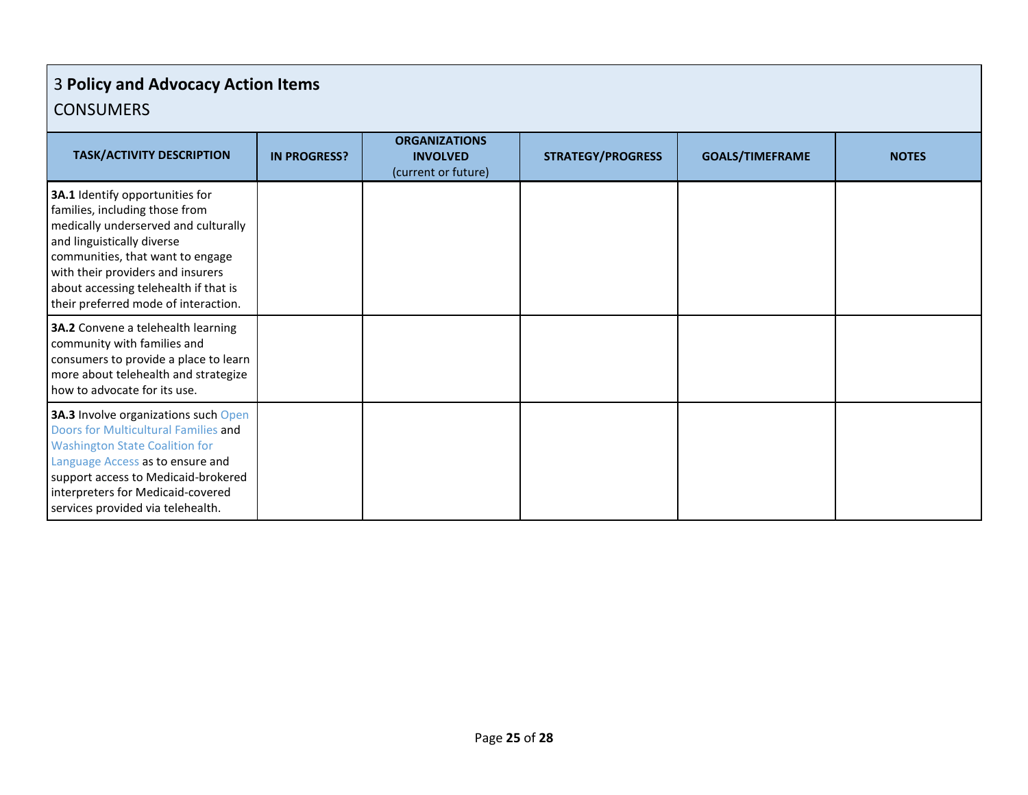## 3 **Policy and Advocacy Action Items**

CONSUMERS

| TASK/ACTIVITY DESCRIPTION | IN PROGRESS? | ORGANIZATIONS INVOLVED (current or future) | STRATEGY/PROGRESS | GOALS/TIMEFRAME | NOTES |
|---|---|---|---|---|---|
| **3A.1** Identify opportunities for families, including those from medically underserved and culturally and linguistically diverse communities, that want to engage with their providers and insurers about accessing telehealth if that is their preferred mode of interaction. | | | | | |
| **3A.2** Convene a telehealth learning community with families and consumers to provide a place to learn more about telehealth and strategize how to advocate for its use. | | | | | |
| **3A.3** Involve organizations such Open Doors for Multicultural Families and Washington State Coalition for Language Access as to ensure and support access to Medicaid-brokered interpreters for Medicaid-covered services provided via telehealth. | | | | | |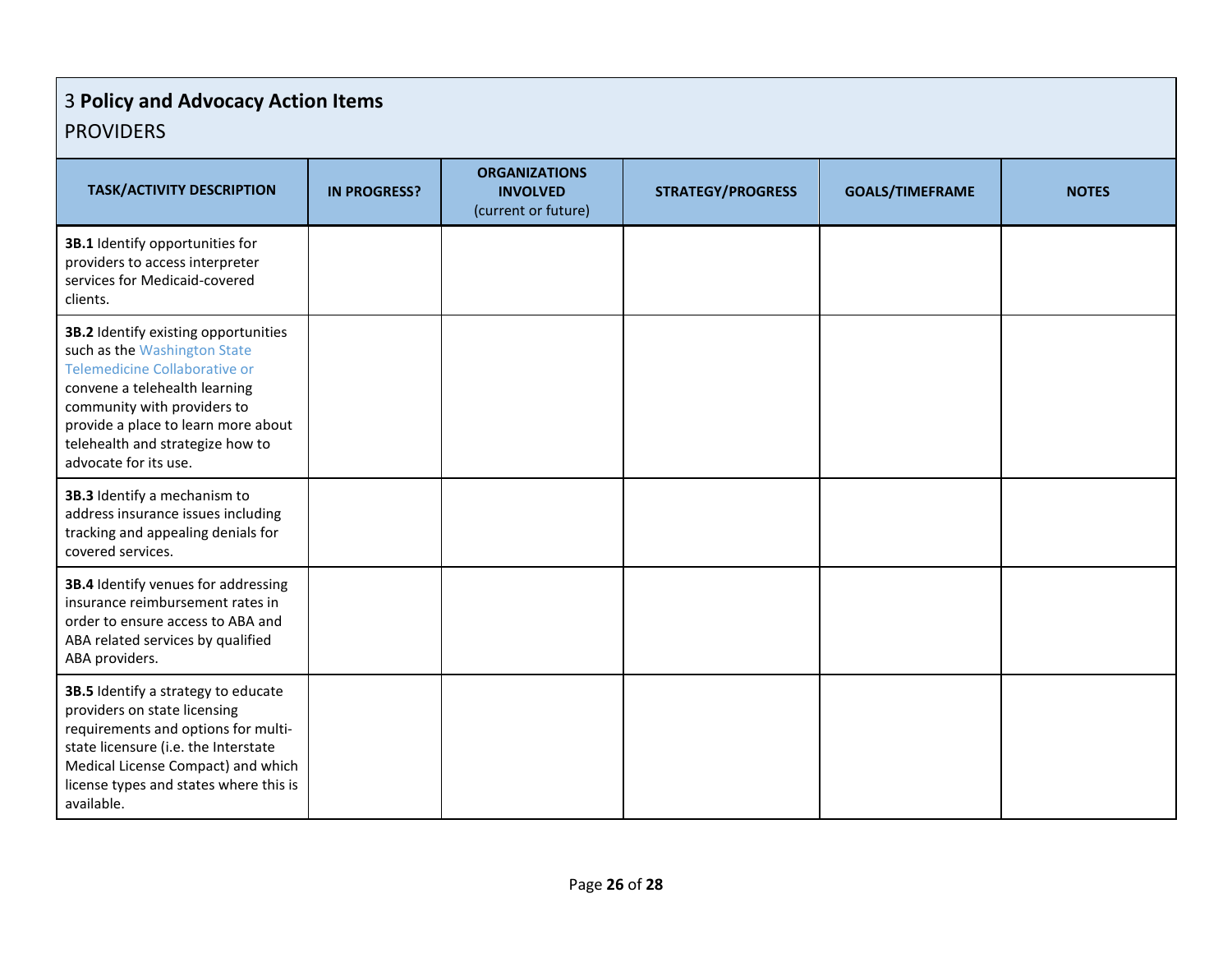## 3 **Policy and Advocacy Action Items**

PROVIDERS

| TASK/ACTIVITY DESCRIPTION | IN PROGRESS? | ORGANIZATIONS INVOLVED (current or future) | STRATEGY/PROGRESS | GOALS/TIMEFRAME | NOTES |
|---|---|---|---|---|---|
| **3B.1** Identify opportunities for providers to access interpreter services for Medicaid-covered clients. | | | | | |
| **3B.2** Identify existing opportunities such as the Washington State Telemedicine Collaborative or convene a telehealth learning community with providers to provide a place to learn more about telehealth and strategize how to advocate for its use. | | | | | |
| **3B.3** Identify a mechanism to address insurance issues including tracking and appealing denials for covered services. | | | | | |
| **3B.4** Identify venues for addressing insurance reimbursement rates in order to ensure access to ABA and ABA related services by qualified ABA providers. | | | | | |
| **3B.5** Identify a strategy to educate providers on state licensing requirements and options for multi-state licensure (i.e. the Interstate Medical License Compact) and which license types and states where this is available. | | | | | |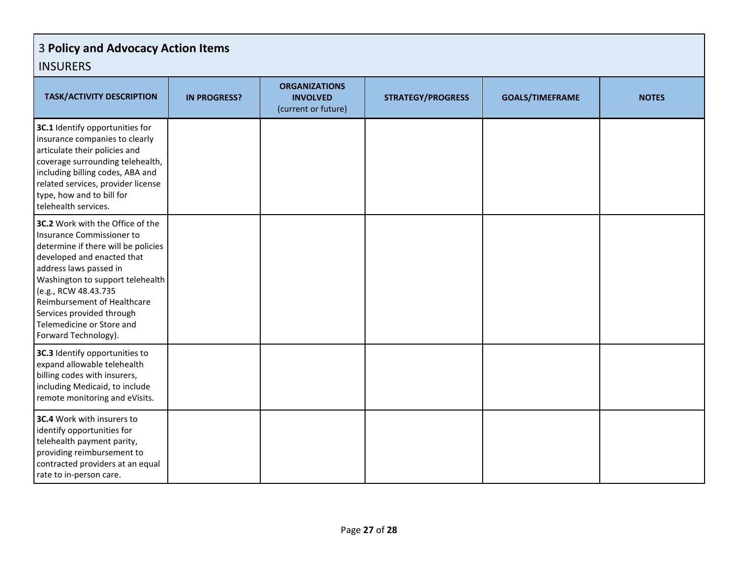## 3 **Policy and Advocacy Action Items**

### INSURERS

| TASK/ACTIVITY DESCRIPTION | IN PROGRESS? | ORGANIZATIONS INVOLVED (current or future) | STRATEGY/PROGRESS | GOALS/TIMEFRAME | NOTES |
|---|---|---|---|---|---|
| **3C.1** Identify opportunities for insurance companies to clearly articulate their policies and coverage surrounding telehealth, including billing codes, ABA and related services, provider license type, how and to bill for telehealth services. | | | | | |
| **3C.2** Work with the Office of the Insurance Commissioner to determine if there will be policies developed and enacted that address laws passed in Washington to support telehealth (e.g., RCW 48.43.735 Reimbursement of Healthcare Services provided through Telemedicine or Store and Forward Technology). | | | | | |
| **3C.3** Identify opportunities to expand allowable telehealth billing codes with insurers, including Medicaid, to include remote monitoring and eVisits. | | | | | |
| **3C.4** Work with insurers to identify opportunities for telehealth payment parity, providing reimbursement to contracted providers at an equal rate to in-person care. | | | | | |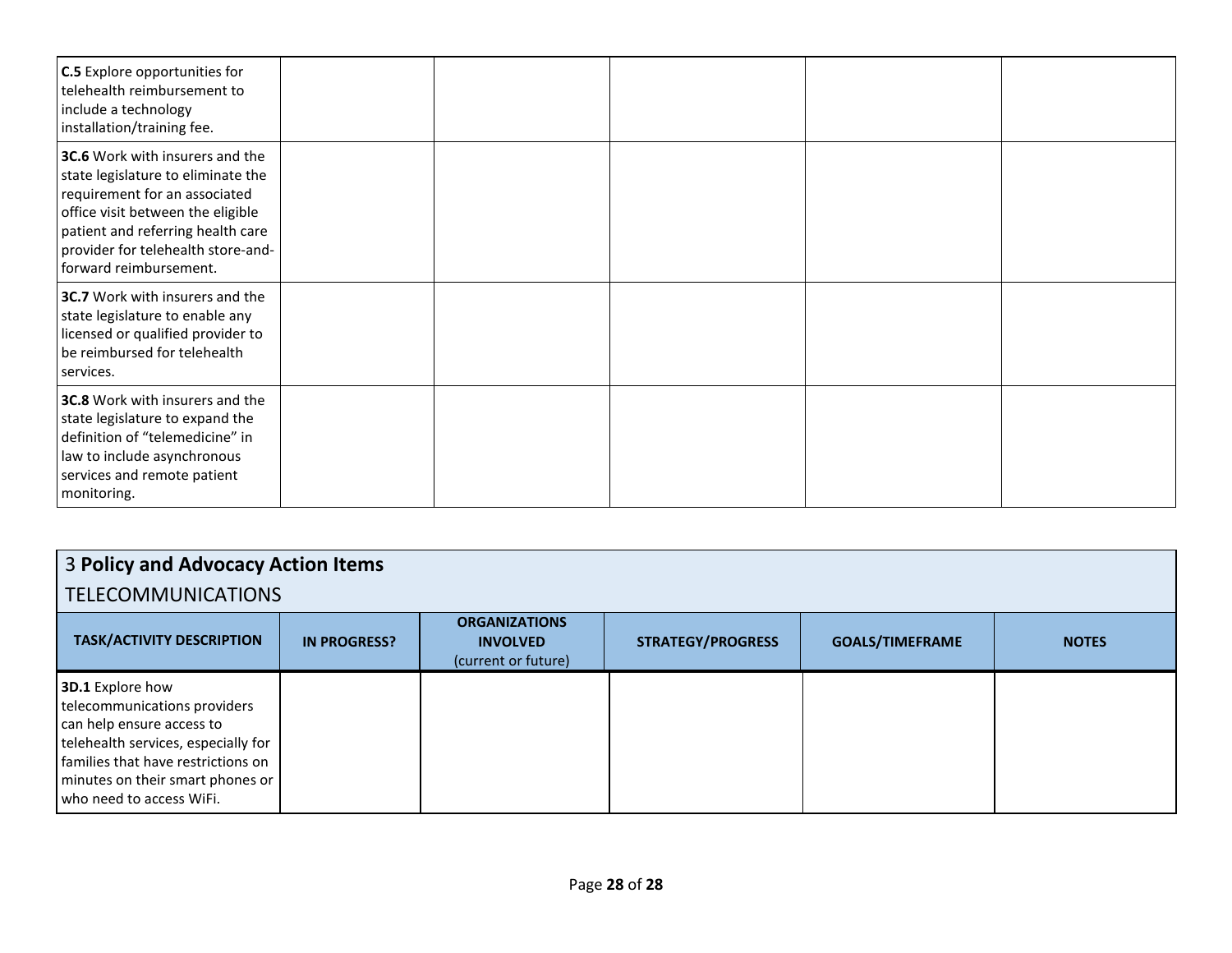| | | | | | |
|---|---|---|---|---|---|
| **C.5** Explore opportunities for telehealth reimbursement to include a technology installation/training fee. | | | | | |
| **3C.6** Work with insurers and the state legislature to eliminate the requirement for an associated office visit between the eligible patient and referring health care provider for telehealth store-and-forward reimbursement. | | | | | |
| **3C.7** Work with insurers and the state legislature to enable any licensed or qualified provider to be reimbursed for telehealth services. | | | | | |
| **3C.8** Work with insurers and the state legislature to expand the definition of "telemedicine" in law to include asynchronous services and remote patient monitoring. | | | | | |

## 3 **Policy and Advocacy Action Items**

TELECOMMUNICATIONS

| TASK/ACTIVITY DESCRIPTION | IN PROGRESS? | ORGANIZATIONS INVOLVED (current or future) | STRATEGY/PROGRESS | GOALS/TIMEFRAME | NOTES |
|---|---|---|---|---|---|
| **3D.1** Explore how telecommunications providers can help ensure access to telehealth services, especially for families that have restrictions on minutes on their smart phones or who need to access WiFi. | | | | | |